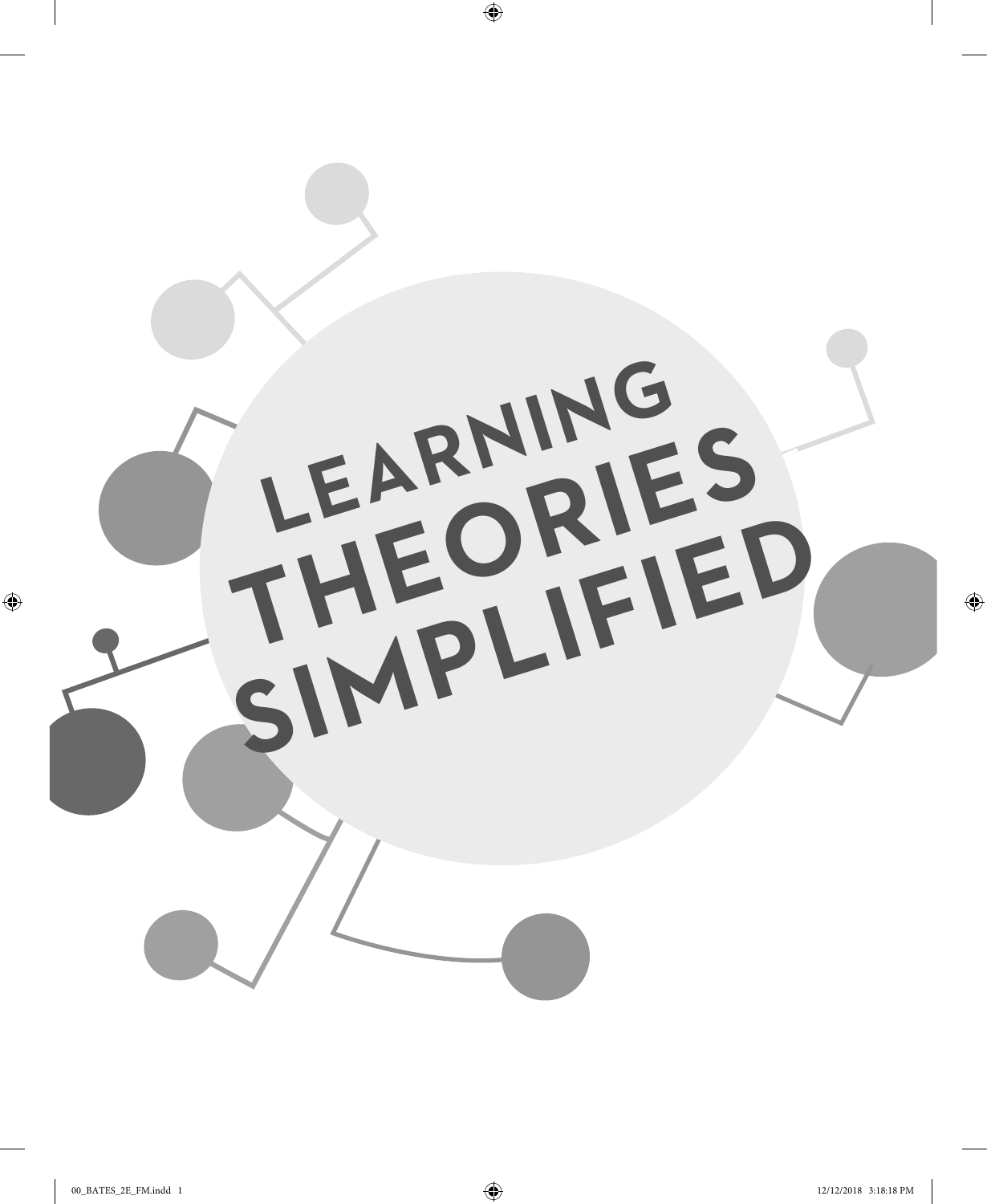# LEARNING THEORIES SIMPLIFIED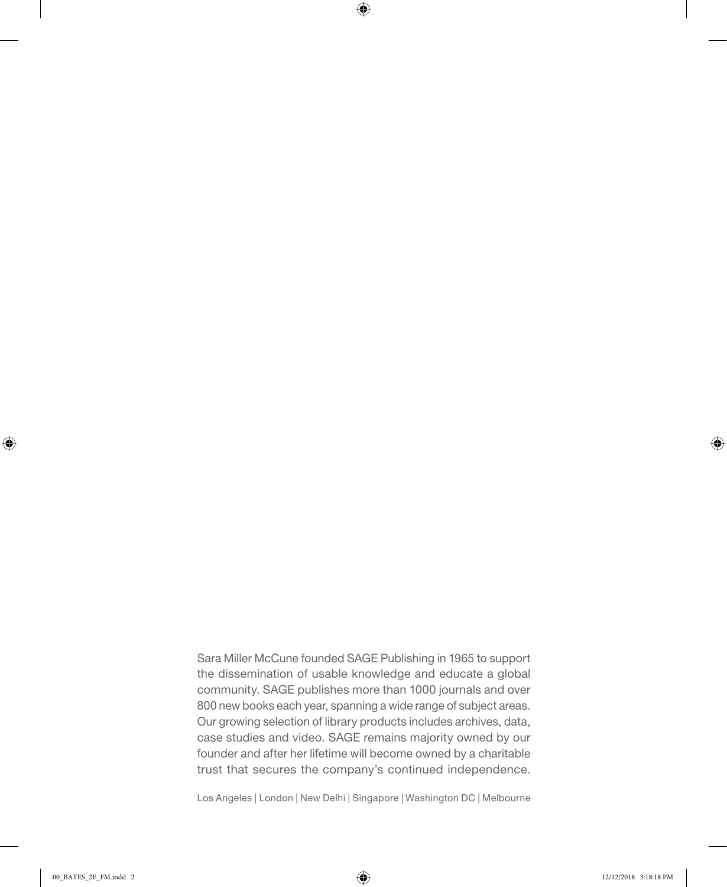Sara Miller McCune founded SAGE Publishing in 1965 to support the dissemination of usable knowledge and educate a global community. SAGE publishes more than 1000 journals and over 800 new books each year, spanning a wide range of subject areas. Our growing selection of library products includes archives, data, case studies and video. SAGE remains majority owned by our founder and after her lifetime will become owned by a charitable trust that secures the company's continued independence.

Los Angeles | London | New Delhi | Singapore | Washington DC | Melbourne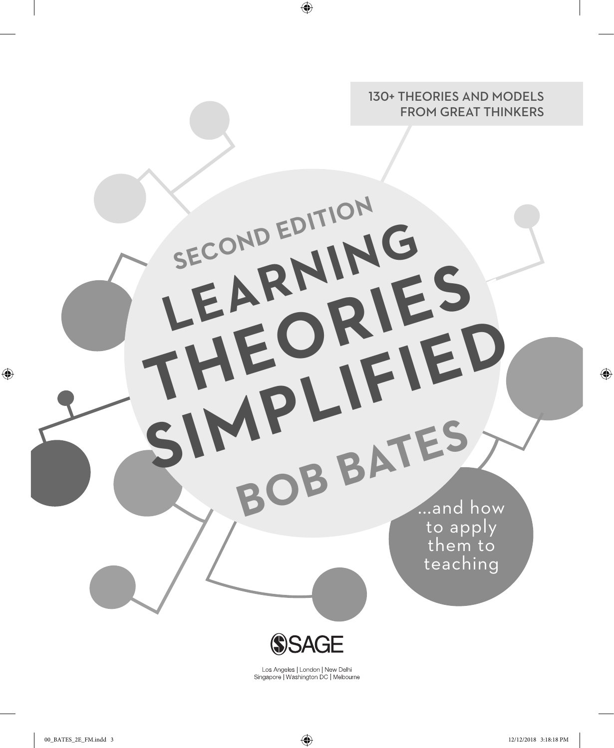130+ THEORIES AND MODELS FROM GREAT THINKERS

SECOND EDITION

# LEARNING THEORIES SIMPLIFIED

## BOB BATES

...and how to apply them to teaching

SAGE

Los Angeles | London | New Delhi
Singapore | Washington DC | Melbourne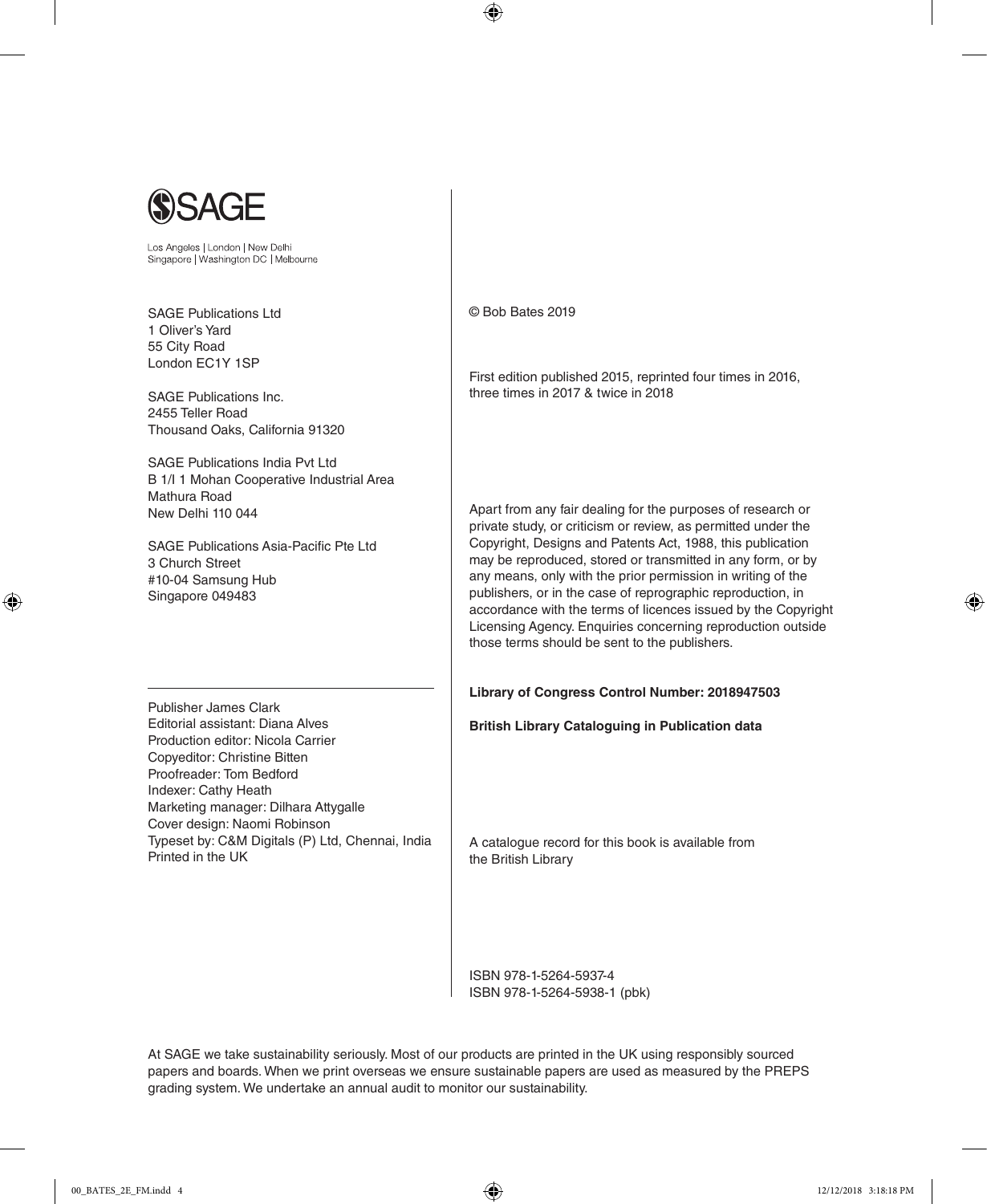SAGE

Los Angeles | London | New Delhi
Singapore | Washington DC | Melbourne

SAGE Publications Ltd
1 Oliver's Yard
55 City Road
London EC1Y 1SP

SAGE Publications Inc.
2455 Teller Road
Thousand Oaks, California 91320

SAGE Publications India Pvt Ltd
B 1/I 1 Mohan Cooperative Industrial Area
Mathura Road
New Delhi 110 044

SAGE Publications Asia-Pacific Pte Ltd
3 Church Street
#10-04 Samsung Hub
Singapore 049483

---

Publisher James Clark
Editorial assistant: Diana Alves
Production editor: Nicola Carrier
Copyeditor: Christine Bitten
Proofreader: Tom Bedford
Indexer: Cathy Heath
Marketing manager: Dilhara Attygalle
Cover design: Naomi Robinson
Typeset by: C&M Digitals (P) Ltd, Chennai, India
Printed in the UK

© Bob Bates 2019

First edition published 2015, reprinted four times in 2016, three times in 2017 & twice in 2018

Apart from any fair dealing for the purposes of research or private study, or criticism or review, as permitted under the Copyright, Designs and Patents Act, 1988, this publication may be reproduced, stored or transmitted in any form, or by any means, only with the prior permission in writing of the publishers, or in the case of reprographic reproduction, in accordance with the terms of licences issued by the Copyright Licensing Agency. Enquiries concerning reproduction outside those terms should be sent to the publishers.

**Library of Congress Control Number: 2018947503**

**British Library Cataloguing in Publication data**

A catalogue record for this book is available from the British Library

ISBN 978-1-5264-5937-4
ISBN 978-1-5264-5938-1 (pbk)

At SAGE we take sustainability seriously. Most of our products are printed in the UK using responsibly sourced papers and boards. When we print overseas we ensure sustainable papers are used as measured by the PREPS grading system. We undertake an annual audit to monitor our sustainability.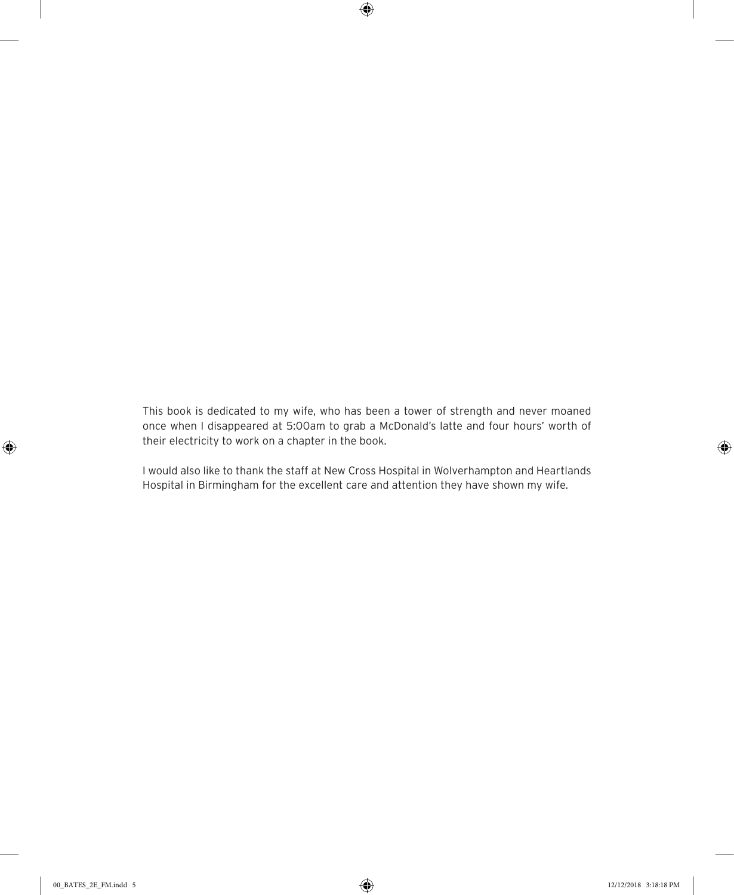This book is dedicated to my wife, who has been a tower of strength and never moaned once when I disappeared at 5:00am to grab a McDonald's latte and four hours' worth of their electricity to work on a chapter in the book.

I would also like to thank the staff at New Cross Hospital in Wolverhampton and Heartlands Hospital in Birmingham for the excellent care and attention they have shown my wife.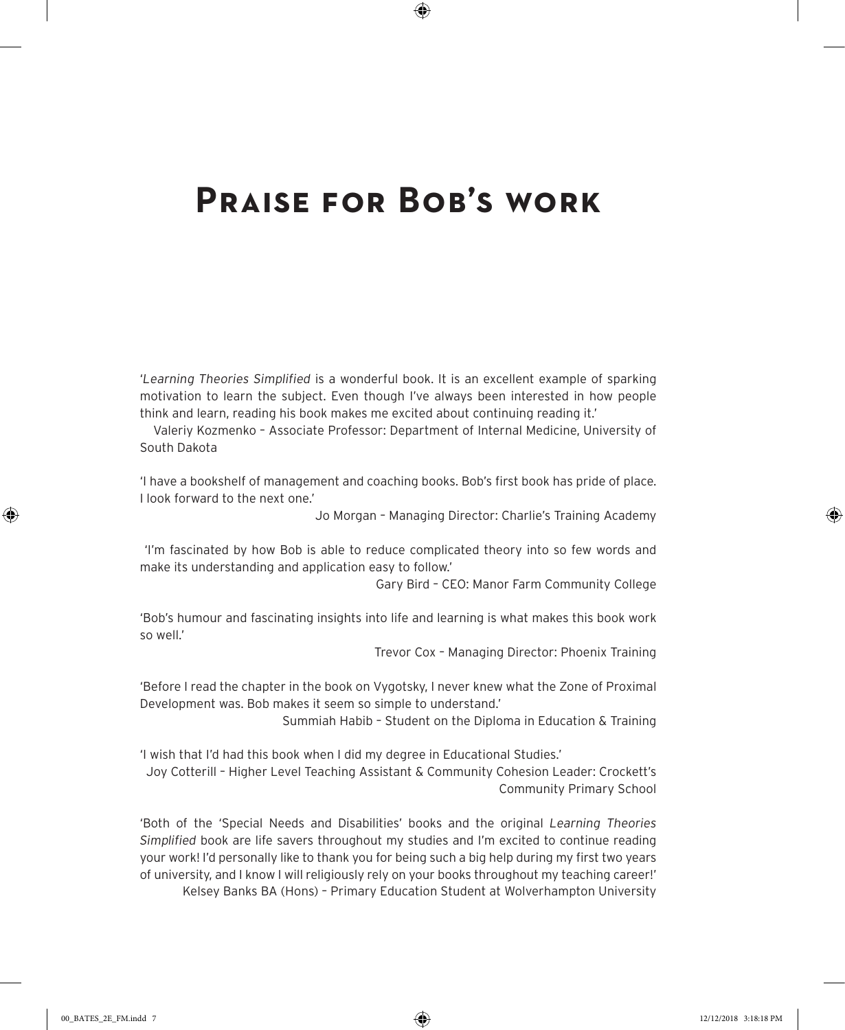# Praise for Bob's work

'*Learning Theories Simplified* is a wonderful book. It is an excellent example of sparking motivation to learn the subject. Even though I've always been interested in how people think and learn, reading his book makes me excited about continuing reading it.'

Valeriy Kozmenko – Associate Professor: Department of Internal Medicine, University of South Dakota

'I have a bookshelf of management and coaching books. Bob's first book has pride of place. I look forward to the next one.'

Jo Morgan – Managing Director: Charlie's Training Academy

'I'm fascinated by how Bob is able to reduce complicated theory into so few words and make its understanding and application easy to follow.'

Gary Bird – CEO: Manor Farm Community College

'Bob's humour and fascinating insights into life and learning is what makes this book work so well.'

Trevor Cox – Managing Director: Phoenix Training

'Before I read the chapter in the book on Vygotsky, I never knew what the Zone of Proximal Development was. Bob makes it seem so simple to understand.'

Summiah Habib – Student on the Diploma in Education & Training

'I wish that I'd had this book when I did my degree in Educational Studies.'

Joy Cotterill – Higher Level Teaching Assistant & Community Cohesion Leader: Crockett's Community Primary School

'Both of the 'Special Needs and Disabilities' books and the original *Learning Theories Simplified* book are life savers throughout my studies and I'm excited to continue reading your work! I'd personally like to thank you for being such a big help during my first two years of university, and I know I will religiously rely on your books throughout my teaching career!'

Kelsey Banks BA (Hons) – Primary Education Student at Wolverhampton University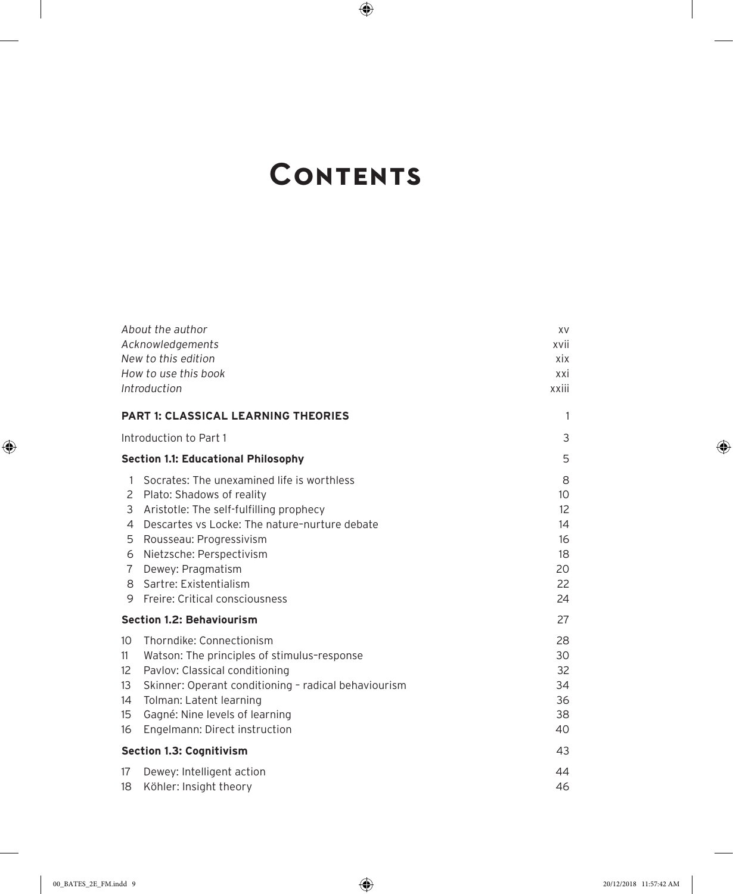# Contents

| | |
|---|---|
| *About the author* | xv |
| *Acknowledgements* | xvii |
| *New to this edition* | xix |
| *How to use this book* | xxi |
| *Introduction* | xxiii |
| **PART 1: CLASSICAL LEARNING THEORIES** | 1 |
| Introduction to Part 1 | 3 |
| **Section 1.1: Educational Philosophy** | 5 |
| 1 Socrates: The unexamined life is worthless | 8 |
| 2 Plato: Shadows of reality | 10 |
| 3 Aristotle: The self-fulfilling prophecy | 12 |
| 4 Descartes vs Locke: The nature–nurture debate | 14 |
| 5 Rousseau: Progressivism | 16 |
| 6 Nietzsche: Perspectivism | 18 |
| 7 Dewey: Pragmatism | 20 |
| 8 Sartre: Existentialism | 22 |
| 9 Freire: Critical consciousness | 24 |
| **Section 1.2: Behaviourism** | 27 |
| 10 Thorndike: Connectionism | 28 |
| 11 Watson: The principles of stimulus–response | 30 |
| 12 Pavlov: Classical conditioning | 32 |
| 13 Skinner: Operant conditioning – radical behaviourism | 34 |
| 14 Tolman: Latent learning | 36 |
| 15 Gagné: Nine levels of learning | 38 |
| 16 Engelmann: Direct instruction | 40 |
| **Section 1.3: Cognitivism** | 43 |
| 17 Dewey: Intelligent action | 44 |
| 18 Köhler: Insight theory | 46 |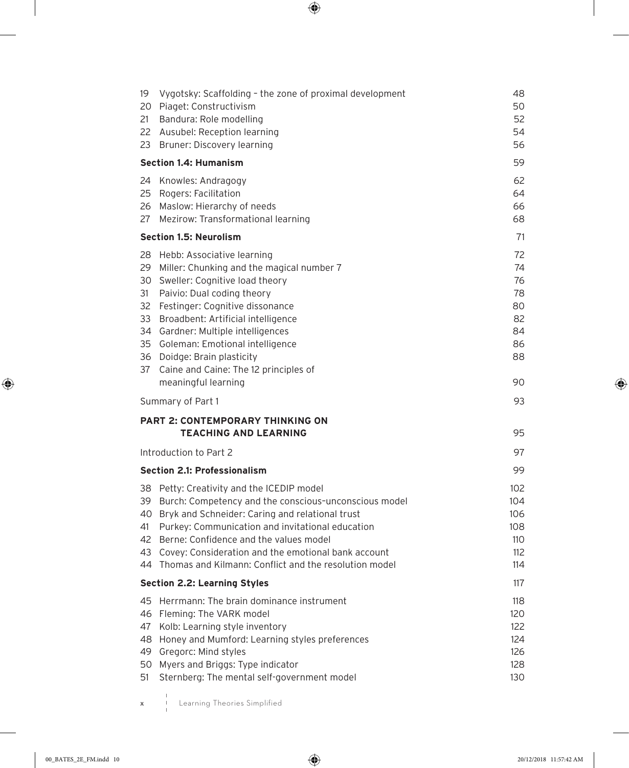| | | |
|---|---|---|
| 19 | Vygotsky: Scaffolding – the zone of proximal development | 48 |
| 20 | Piaget: Constructivism | 50 |
| 21 | Bandura: Role modelling | 52 |
| 22 | Ausubel: Reception learning | 54 |
| 23 | Bruner: Discovery learning | 56 |

**Section 1.4: Humanism** 59

| | | |
|---|---|---|
| 24 | Knowles: Andragogy | 62 |
| 25 | Rogers: Facilitation | 64 |
| 26 | Maslow: Hierarchy of needs | 66 |
| 27 | Mezirow: Transformational learning | 68 |

**Section 1.5: Neurolism** 71

| | | |
|---|---|---|
| 28 | Hebb: Associative learning | 72 |
| 29 | Miller: Chunking and the magical number 7 | 74 |
| 30 | Sweller: Cognitive load theory | 76 |
| 31 | Paivio: Dual coding theory | 78 |
| 32 | Festinger: Cognitive dissonance | 80 |
| 33 | Broadbent: Artificial intelligence | 82 |
| 34 | Gardner: Multiple intelligences | 84 |
| 35 | Goleman: Emotional intelligence | 86 |
| 36 | Doidge: Brain plasticity | 88 |
| 37 | Caine and Caine: The 12 principles of meaningful learning | 90 |

Summary of Part 1 93

**PART 2: CONTEMPORARY THINKING ON TEACHING AND LEARNING** 95

Introduction to Part 2 97

**Section 2.1: Professionalism** 99

| | | |
|---|---|---|
| 38 | Petty: Creativity and the ICEDIP model | 102 |
| 39 | Burch: Competency and the conscious–unconscious model | 104 |
| 40 | Bryk and Schneider: Caring and relational trust | 106 |
| 41 | Purkey: Communication and invitational education | 108 |
| 42 | Berne: Confidence and the values model | 110 |
| 43 | Covey: Consideration and the emotional bank account | 112 |
| 44 | Thomas and Kilmann: Conflict and the resolution model | 114 |

**Section 2.2: Learning Styles** 117

| | | |
|---|---|---|
| 45 | Herrmann: The brain dominance instrument | 118 |
| 46 | Fleming: The VARK model | 120 |
| 47 | Kolb: Learning style inventory | 122 |
| 48 | Honey and Mumford: Learning styles preferences | 124 |
| 49 | Gregorc: Mind styles | 126 |
| 50 | Myers and Briggs: Type indicator | 128 |
| 51 | Sternberg: The mental self-government model | 130 |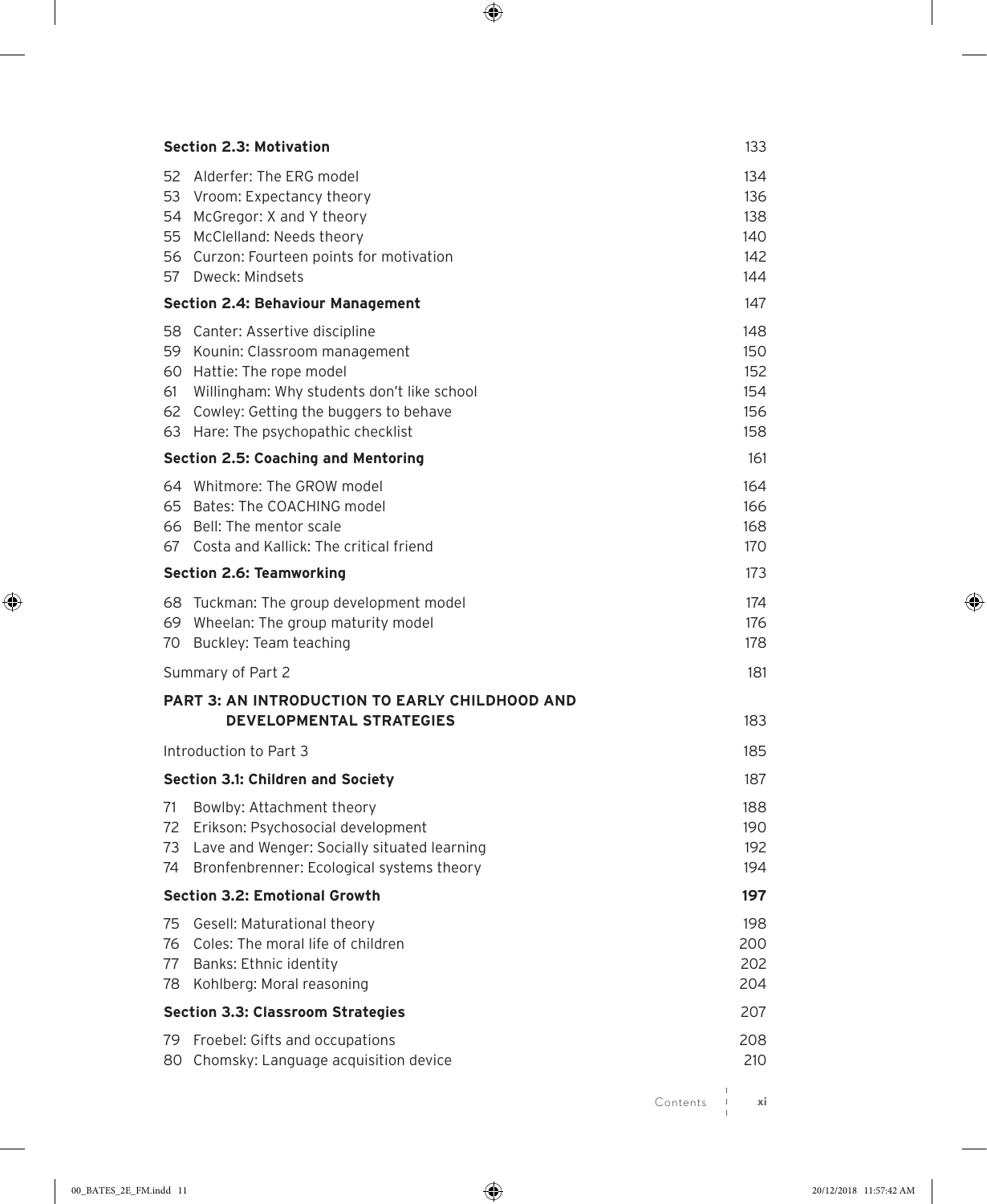**Section 2.3: Motivation** 133

52 Alderfer: The ERG model 134
53 Vroom: Expectancy theory 136
54 McGregor: X and Y theory 138
55 McClelland: Needs theory 140
56 Curzon: Fourteen points for motivation 142
57 Dweck: Mindsets 144

**Section 2.4: Behaviour Management** 147

58 Canter: Assertive discipline 148
59 Kounin: Classroom management 150
60 Hattie: The rope model 152
61 Willingham: Why students don't like school 154
62 Cowley: Getting the buggers to behave 156
63 Hare: The psychopathic checklist 158

**Section 2.5: Coaching and Mentoring** 161

64 Whitmore: The GROW model 164
65 Bates: The COACHING model 166
66 Bell: The mentor scale 168
67 Costa and Kallick: The critical friend 170

**Section 2.6: Teamworking** 173

68 Tuckman: The group development model 174
69 Wheelan: The group maturity model 176
70 Buckley: Team teaching 178

Summary of Part 2 181

**PART 3: AN INTRODUCTION TO EARLY CHILDHOOD AND DEVELOPMENTAL STRATEGIES** 183

Introduction to Part 3 185

**Section 3.1: Children and Society** 187

71 Bowlby: Attachment theory 188
72 Erikson: Psychosocial development 190
73 Lave and Wenger: Socially situated learning 192
74 Bronfenbrenner: Ecological systems theory 194

**Section 3.2: Emotional Growth** **197**

75 Gesell: Maturational theory 198
76 Coles: The moral life of children 200
77 Banks: Ethnic identity 202
78 Kohlberg: Moral reasoning 204

**Section 3.3: Classroom Strategies** 207

79 Froebel: Gifts and occupations 208
80 Chomsky: Language acquisition device 210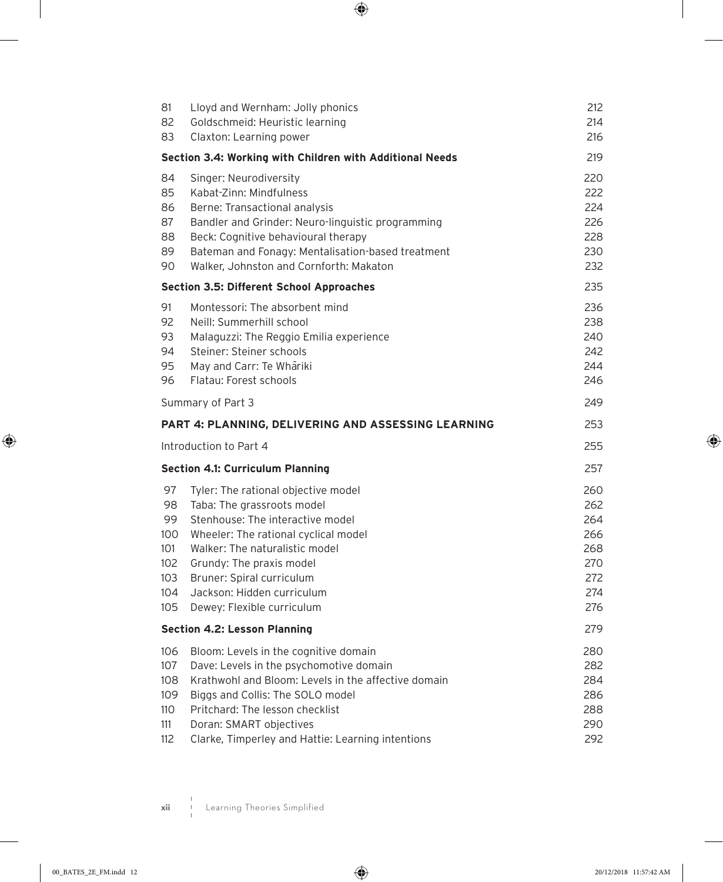| | | |
|---|---|---|
| 81 | Lloyd and Wernham: Jolly phonics | 212 |
| 82 | Goldschmeid: Heuristic learning | 214 |
| 83 | Claxton: Learning power | 216 |
| | **Section 3.4: Working with Children with Additional Needs** | 219 |
| 84 | Singer: Neurodiversity | 220 |
| 85 | Kabat-Zinn: Mindfulness | 222 |
| 86 | Berne: Transactional analysis | 224 |
| 87 | Bandler and Grinder: Neuro-linguistic programming | 226 |
| 88 | Beck: Cognitive behavioural therapy | 228 |
| 89 | Bateman and Fonagy: Mentalisation-based treatment | 230 |
| 90 | Walker, Johnston and Cornforth: Makaton | 232 |
| | **Section 3.5: Different School Approaches** | 235 |
| 91 | Montessori: The absorbent mind | 236 |
| 92 | Neill: Summerhill school | 238 |
| 93 | Malaguzzi: The Reggio Emilia experience | 240 |
| 94 | Steiner: Steiner schools | 242 |
| 95 | May and Carr: Te Whāriki | 244 |
| 96 | Flatau: Forest schools | 246 |
| | Summary of Part 3 | 249 |
| | **PART 4: PLANNING, DELIVERING AND ASSESSING LEARNING** | 253 |
| | Introduction to Part 4 | 255 |
| | **Section 4.1: Curriculum Planning** | 257 |
| 97 | Tyler: The rational objective model | 260 |
| 98 | Taba: The grassroots model | 262 |
| 99 | Stenhouse: The interactive model | 264 |
| 100 | Wheeler: The rational cyclical model | 266 |
| 101 | Walker: The naturalistic model | 268 |
| 102 | Grundy: The praxis model | 270 |
| 103 | Bruner: Spiral curriculum | 272 |
| 104 | Jackson: Hidden curriculum | 274 |
| 105 | Dewey: Flexible curriculum | 276 |
| | **Section 4.2: Lesson Planning** | 279 |
| 106 | Bloom: Levels in the cognitive domain | 280 |
| 107 | Dave: Levels in the psychomotive domain | 282 |
| 108 | Krathwohl and Bloom: Levels in the affective domain | 284 |
| 109 | Biggs and Collis: The SOLO model | 286 |
| 110 | Pritchard: The lesson checklist | 288 |
| 111 | Doran: SMART objectives | 290 |
| 112 | Clarke, Timperley and Hattie: Learning intentions | 292 |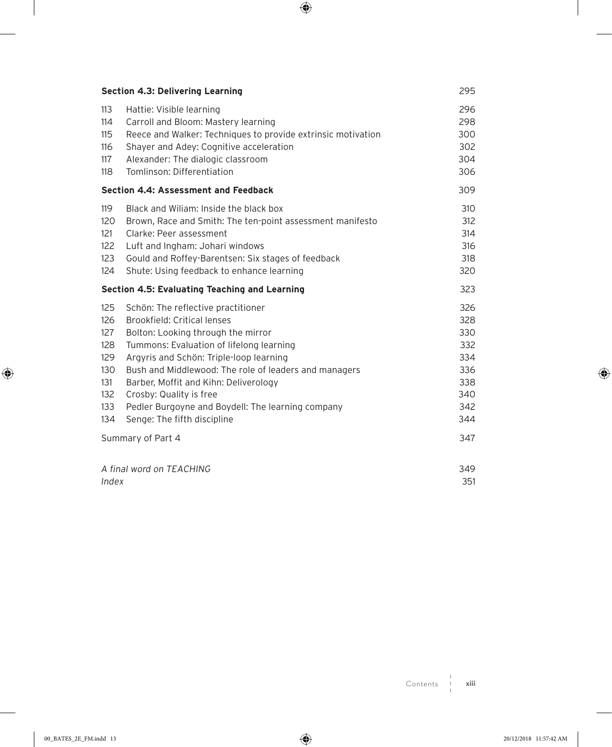| | **Section 4.3: Delivering Learning** | 295 |
|---|---|---|
| 113 | Hattie: Visible learning | 296 |
| 114 | Carroll and Bloom: Mastery learning | 298 |
| 115 | Reece and Walker: Techniques to provide extrinsic motivation | 300 |
| 116 | Shayer and Adey: Cognitive acceleration | 302 |
| 117 | Alexander: The dialogic classroom | 304 |
| 118 | Tomlinson: Differentiation | 306 |
| | **Section 4.4: Assessment and Feedback** | 309 |
| 119 | Black and Wiliam: Inside the black box | 310 |
| 120 | Brown, Race and Smith: The ten-point assessment manifesto | 312 |
| 121 | Clarke: Peer assessment | 314 |
| 122 | Luft and Ingham: Johari windows | 316 |
| 123 | Gould and Roffey-Barentsen: Six stages of feedback | 318 |
| 124 | Shute: Using feedback to enhance learning | 320 |
| | **Section 4.5: Evaluating Teaching and Learning** | 323 |
| 125 | Schön: The reflective practitioner | 326 |
| 126 | Brookfield: Critical lenses | 328 |
| 127 | Bolton: Looking through the mirror | 330 |
| 128 | Tummons: Evaluation of lifelong learning | 332 |
| 129 | Argyris and Schön: Triple-loop learning | 334 |
| 130 | Bush and Middlewood: The role of leaders and managers | 336 |
| 131 | Barber, Moffit and Kihn: Deliverology | 338 |
| 132 | Crosby: Quality is free | 340 |
| 133 | Pedler Burgoyne and Boydell: The learning company | 342 |
| 134 | Senge: The fifth discipline | 344 |
| | Summary of Part 4 | 347 |
| | *A final word on TEACHING* | 349 |
| | *Index* | 351 |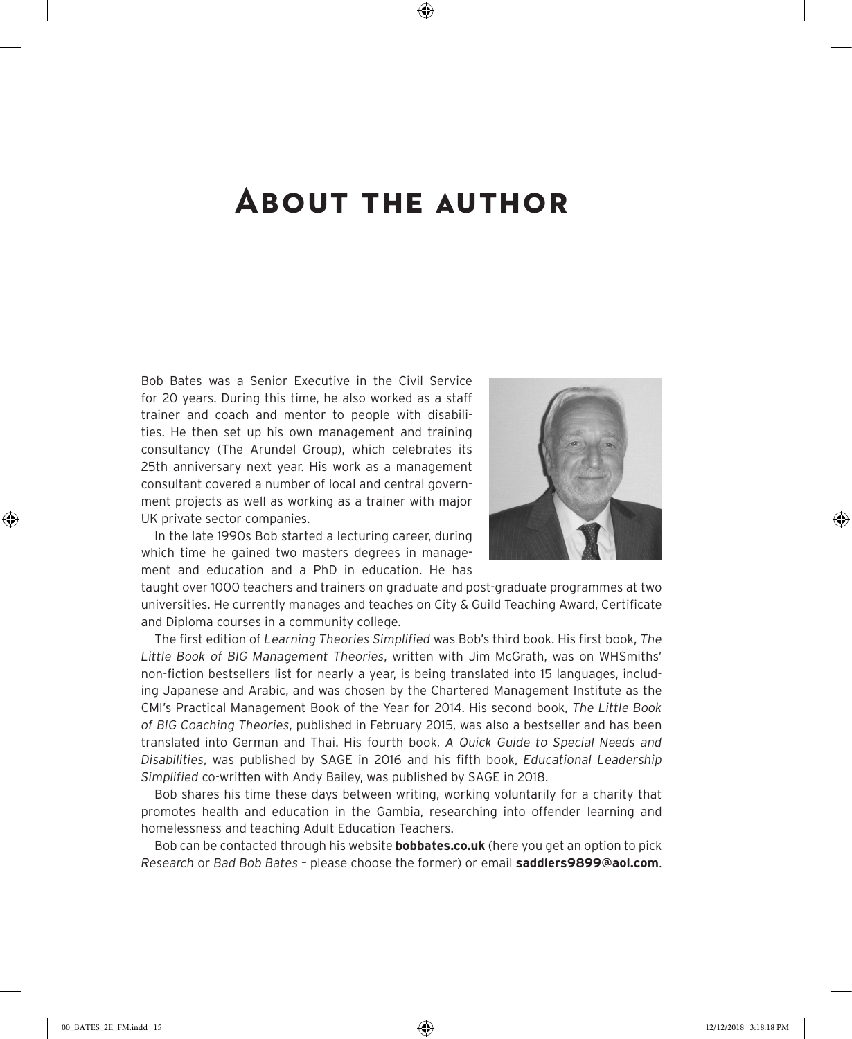# About the author

Bob Bates was a Senior Executive in the Civil Service for 20 years. During this time, he also worked as a staff trainer and coach and mentor to people with disabilities. He then set up his own management and training consultancy (The Arundel Group), which celebrates its 25th anniversary next year. His work as a management consultant covered a number of local and central government projects as well as working as a trainer with major UK private sector companies.

In the late 1990s Bob started a lecturing career, during which time he gained two masters degrees in management and education and a PhD in education. He has taught over 1000 teachers and trainers on graduate and post-graduate programmes at two universities. He currently manages and teaches on City & Guild Teaching Award, Certificate and Diploma courses in a community college.

The first edition of *Learning Theories Simplified* was Bob's third book. His first book, *The Little Book of BIG Management Theories*, written with Jim McGrath, was on WHSmiths' non-fiction bestsellers list for nearly a year, is being translated into 15 languages, including Japanese and Arabic, and was chosen by the Chartered Management Institute as the CMI's Practical Management Book of the Year for 2014. His second book, *The Little Book of BIG Coaching Theories*, published in February 2015, was also a bestseller and has been translated into German and Thai. His fourth book, *A Quick Guide to Special Needs and Disabilities*, was published by SAGE in 2016 and his fifth book, *Educational Leadership Simplified* co-written with Andy Bailey, was published by SAGE in 2018.

Bob shares his time these days between writing, working voluntarily for a charity that promotes health and education in the Gambia, researching into offender learning and homelessness and teaching Adult Education Teachers.

Bob can be contacted through his website **bobbates.co.uk** (here you get an option to pick *Research* or *Bad Bob Bates* – please choose the former) or email **saddlers9899@aol.com**.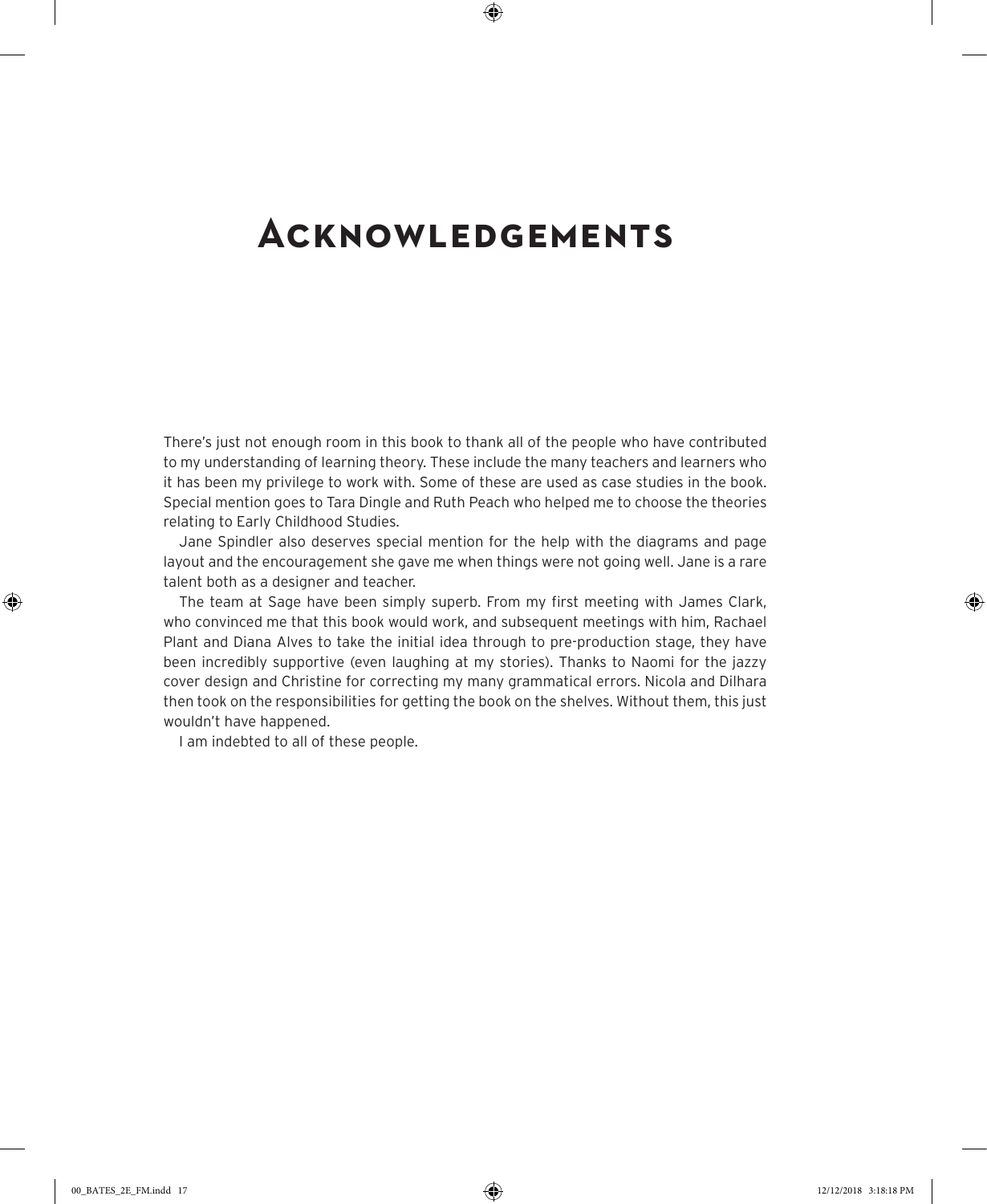# Acknowledgements

There's just not enough room in this book to thank all of the people who have contributed to my understanding of learning theory. These include the many teachers and learners who it has been my privilege to work with. Some of these are used as case studies in the book. Special mention goes to Tara Dingle and Ruth Peach who helped me to choose the theories relating to Early Childhood Studies.

Jane Spindler also deserves special mention for the help with the diagrams and page layout and the encouragement she gave me when things were not going well. Jane is a rare talent both as a designer and teacher.

The team at Sage have been simply superb. From my first meeting with James Clark, who convinced me that this book would work, and subsequent meetings with him, Rachael Plant and Diana Alves to take the initial idea through to pre-production stage, they have been incredibly supportive (even laughing at my stories). Thanks to Naomi for the jazzy cover design and Christine for correcting my many grammatical errors. Nicola and Dilhara then took on the responsibilities for getting the book on the shelves. Without them, this just wouldn't have happened.

I am indebted to all of these people.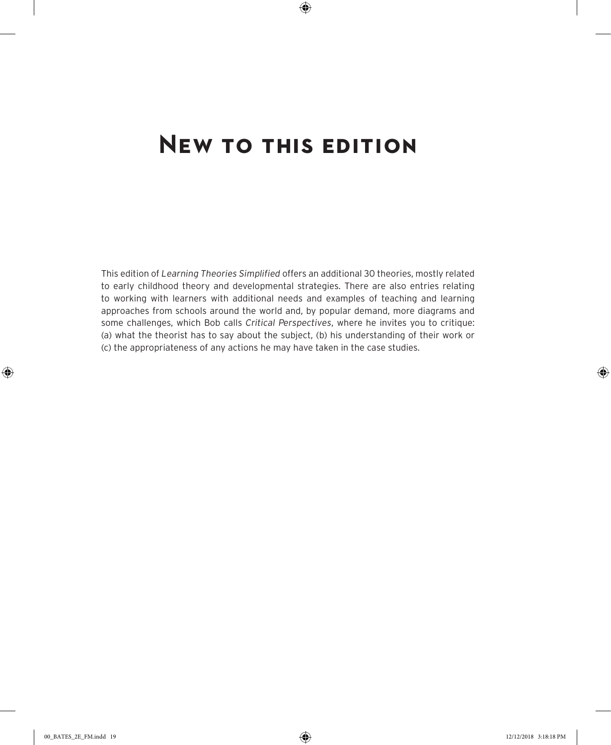# New to this edition

This edition of *Learning Theories Simplified* offers an additional 30 theories, mostly related to early childhood theory and developmental strategies. There are also entries relating to working with learners with additional needs and examples of teaching and learning approaches from schools around the world and, by popular demand, more diagrams and some challenges, which Bob calls *Critical Perspectives*, where he invites you to critique: (a) what the theorist has to say about the subject, (b) his understanding of their work or (c) the appropriateness of any actions he may have taken in the case studies.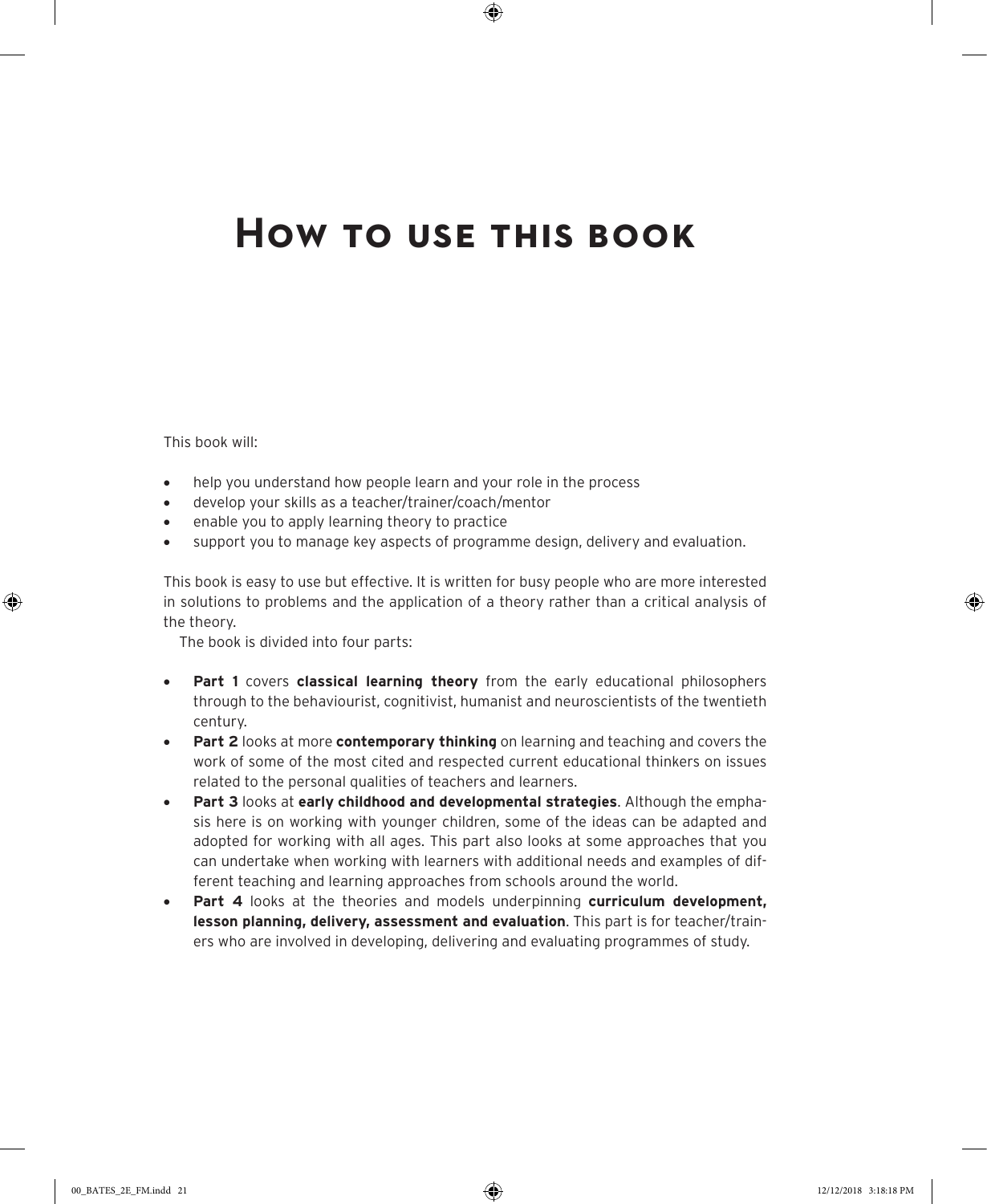# How to use this book

This book will:

- help you understand how people learn and your role in the process
- develop your skills as a teacher/trainer/coach/mentor
- enable you to apply learning theory to practice
- support you to manage key aspects of programme design, delivery and evaluation.

This book is easy to use but effective. It is written for busy people who are more interested in solutions to problems and the application of a theory rather than a critical analysis of the theory.

The book is divided into four parts:

- **Part 1** covers **classical learning theory** from the early educational philosophers through to the behaviourist, cognitivist, humanist and neuroscientists of the twentieth century.
- **Part 2** looks at more **contemporary thinking** on learning and teaching and covers the work of some of the most cited and respected current educational thinkers on issues related to the personal qualities of teachers and learners.
- **Part 3** looks at **early childhood and developmental strategies**. Although the emphasis here is on working with younger children, some of the ideas can be adapted and adopted for working with all ages. This part also looks at some approaches that you can undertake when working with learners with additional needs and examples of different teaching and learning approaches from schools around the world.
- **Part 4** looks at the theories and models underpinning **curriculum development, lesson planning, delivery, assessment and evaluation**. This part is for teacher/trainers who are involved in developing, delivering and evaluating programmes of study.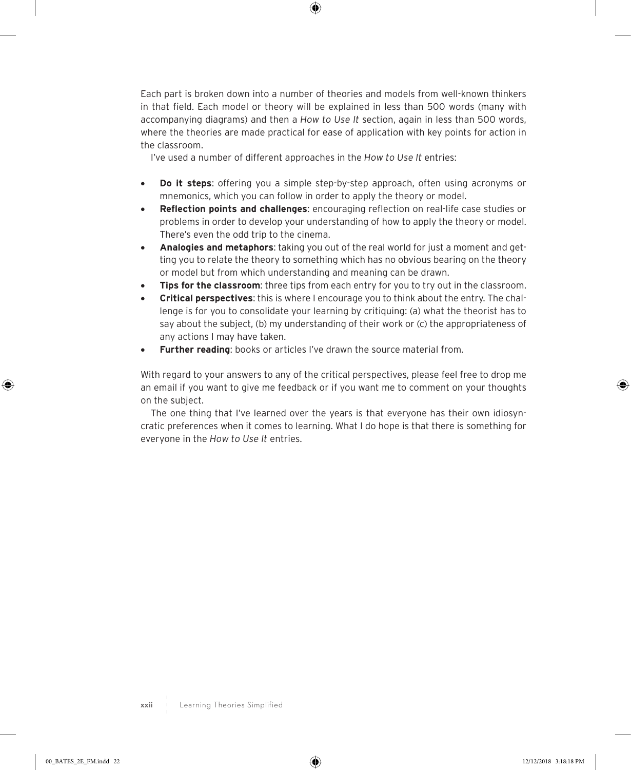Each part is broken down into a number of theories and models from well-known thinkers in that field. Each model or theory will be explained in less than 500 words (many with accompanying diagrams) and then a *How to Use It* section, again in less than 500 words, where the theories are made practical for ease of application with key points for action in the classroom.

I've used a number of different approaches in the *How to Use It* entries:

- **Do it steps**: offering you a simple step-by-step approach, often using acronyms or mnemonics, which you can follow in order to apply the theory or model.
- **Reflection points and challenges**: encouraging reflection on real-life case studies or problems in order to develop your understanding of how to apply the theory or model. There's even the odd trip to the cinema.
- **Analogies and metaphors**: taking you out of the real world for just a moment and getting you to relate the theory to something which has no obvious bearing on the theory or model but from which understanding and meaning can be drawn.
- **Tips for the classroom**: three tips from each entry for you to try out in the classroom.
- **Critical perspectives**: this is where I encourage you to think about the entry. The challenge is for you to consolidate your learning by critiquing: (a) what the theorist has to say about the subject, (b) my understanding of their work or (c) the appropriateness of any actions I may have taken.
- **Further reading**: books or articles I've drawn the source material from.

With regard to your answers to any of the critical perspectives, please feel free to drop me an email if you want to give me feedback or if you want me to comment on your thoughts on the subject.

The one thing that I've learned over the years is that everyone has their own idiosyncratic preferences when it comes to learning. What I do hope is that there is something for everyone in the *How to Use It* entries.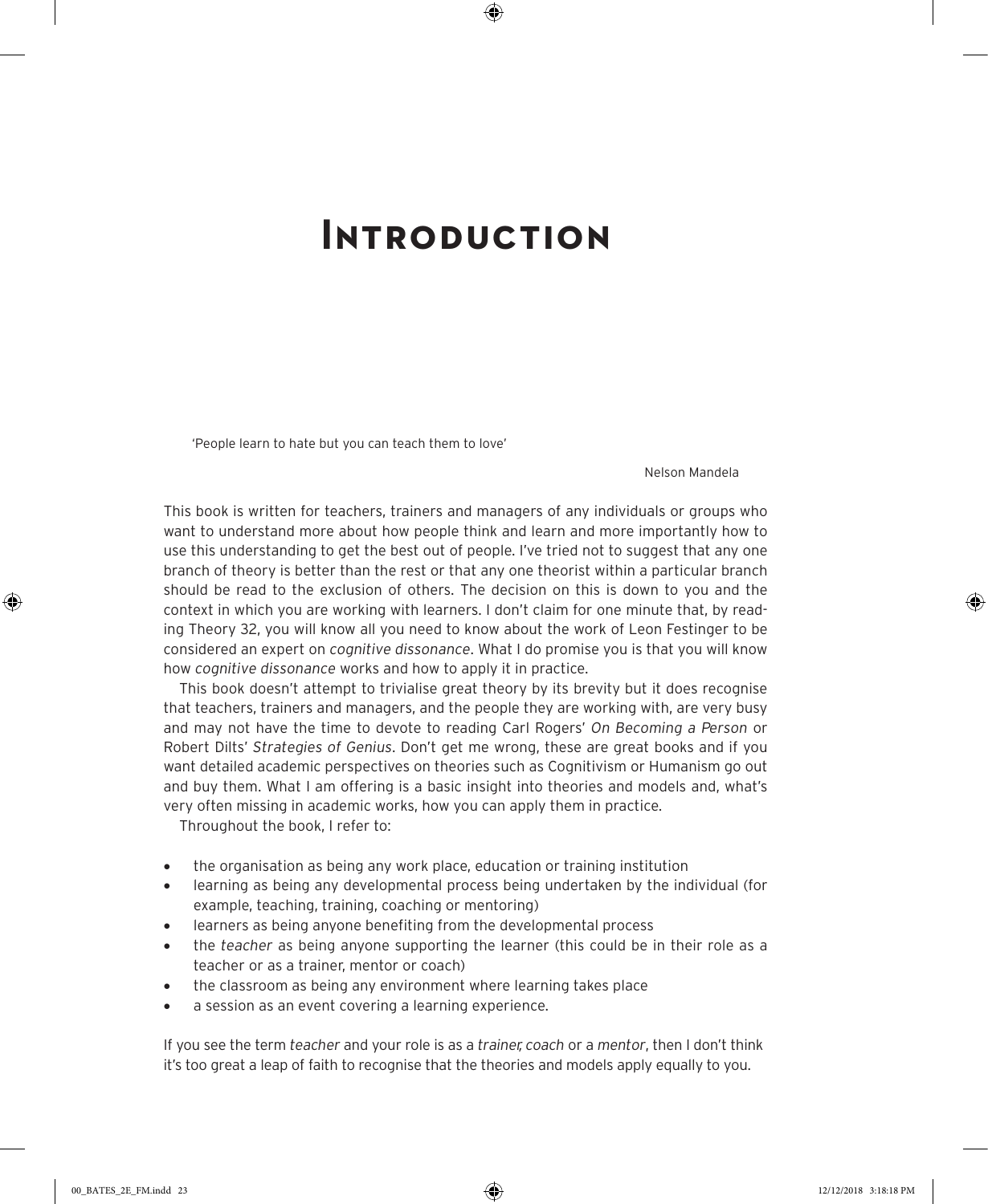# Introduction

'People learn to hate but you can teach them to love'

Nelson Mandela

This book is written for teachers, trainers and managers of any individuals or groups who want to understand more about how people think and learn and more importantly how to use this understanding to get the best out of people. I've tried not to suggest that any one branch of theory is better than the rest or that any one theorist within a particular branch should be read to the exclusion of others. The decision on this is down to you and the context in which you are working with learners. I don't claim for one minute that, by reading Theory 32, you will know all you need to know about the work of Leon Festinger to be considered an expert on *cognitive dissonance*. What I do promise you is that you will know how *cognitive dissonance* works and how to apply it in practice.

This book doesn't attempt to trivialise great theory by its brevity but it does recognise that teachers, trainers and managers, and the people they are working with, are very busy and may not have the time to devote to reading Carl Rogers' *On Becoming a Person* or Robert Dilts' *Strategies of Genius*. Don't get me wrong, these are great books and if you want detailed academic perspectives on theories such as Cognitivism or Humanism go out and buy them. What I am offering is a basic insight into theories and models and, what's very often missing in academic works, how you can apply them in practice.

Throughout the book, I refer to:

- the organisation as being any work place, education or training institution
- learning as being any developmental process being undertaken by the individual (for example, teaching, training, coaching or mentoring)
- learners as being anyone benefiting from the developmental process
- the *teacher* as being anyone supporting the learner (this could be in their role as a teacher or as a trainer, mentor or coach)
- the classroom as being any environment where learning takes place
- a session as an event covering a learning experience.

If you see the term *teacher* and your role is as a *trainer, coach* or a *mentor*, then I don't think it's too great a leap of faith to recognise that the theories and models apply equally to you.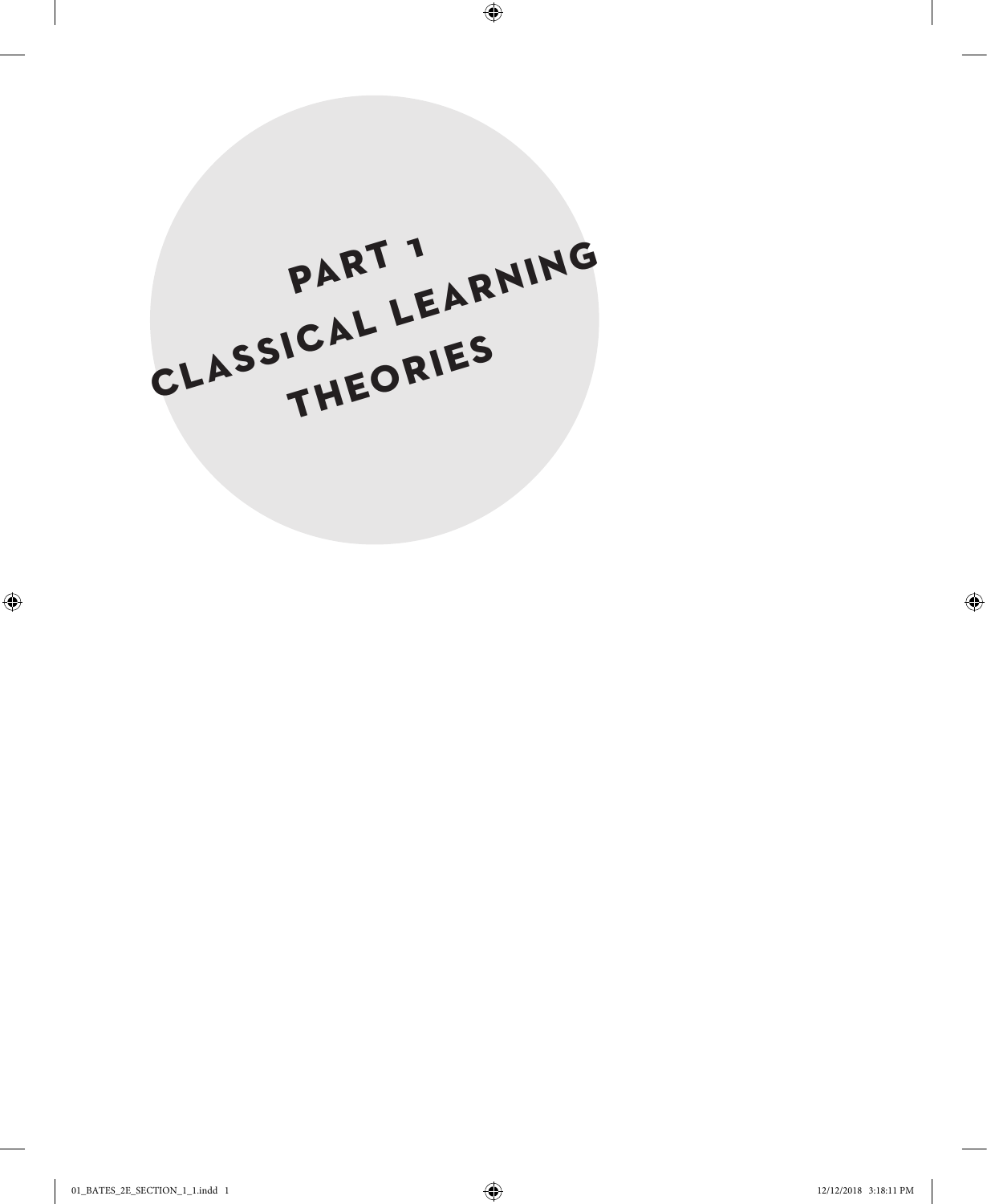# PART 1

# CLASSICAL LEARNING THEORIES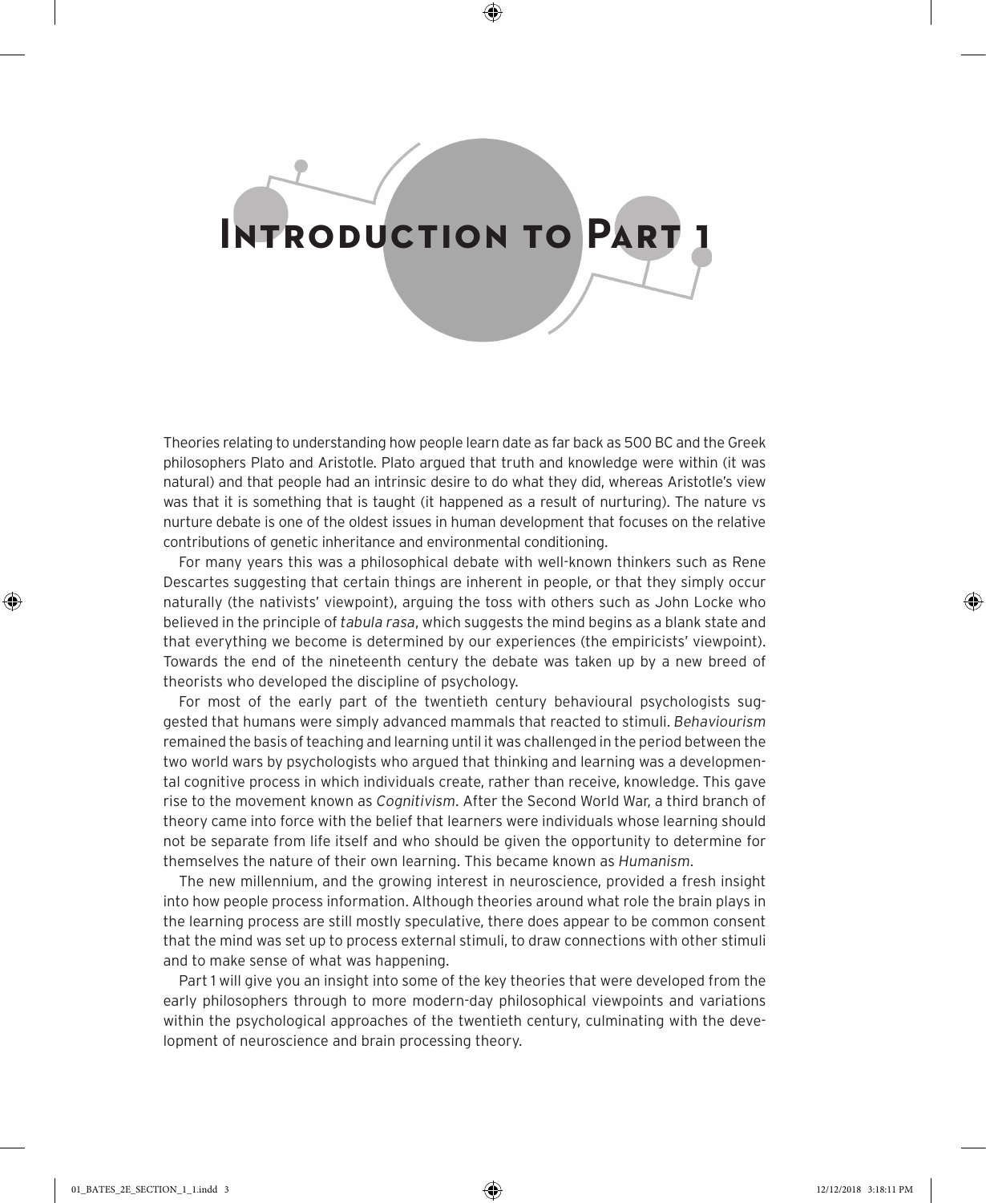# Introduction to Part 1

Theories relating to understanding how people learn date as far back as 500 BC and the Greek philosophers Plato and Aristotle. Plato argued that truth and knowledge were within (it was natural) and that people had an intrinsic desire to do what they did, whereas Aristotle's view was that it is something that is taught (it happened as a result of nurturing). The nature vs nurture debate is one of the oldest issues in human development that focuses on the relative contributions of genetic inheritance and environmental conditioning.

For many years this was a philosophical debate with well-known thinkers such as Rene Descartes suggesting that certain things are inherent in people, or that they simply occur naturally (the nativists' viewpoint), arguing the toss with others such as John Locke who believed in the principle of *tabula rasa*, which suggests the mind begins as a blank state and that everything we become is determined by our experiences (the empiricists' viewpoint). Towards the end of the nineteenth century the debate was taken up by a new breed of theorists who developed the discipline of psychology.

For most of the early part of the twentieth century behavioural psychologists suggested that humans were simply advanced mammals that reacted to stimuli. *Behaviourism* remained the basis of teaching and learning until it was challenged in the period between the two world wars by psychologists who argued that thinking and learning was a developmental cognitive process in which individuals create, rather than receive, knowledge. This gave rise to the movement known as *Cognitivism*. After the Second World War, a third branch of theory came into force with the belief that learners were individuals whose learning should not be separate from life itself and who should be given the opportunity to determine for themselves the nature of their own learning. This became known as *Humanism*.

The new millennium, and the growing interest in neuroscience, provided a fresh insight into how people process information. Although theories around what role the brain plays in the learning process are still mostly speculative, there does appear to be common consent that the mind was set up to process external stimuli, to draw connections with other stimuli and to make sense of what was happening.

Part 1 will give you an insight into some of the key theories that were developed from the early philosophers through to more modern-day philosophical viewpoints and variations within the psychological approaches of the twentieth century, culminating with the development of neuroscience and brain processing theory.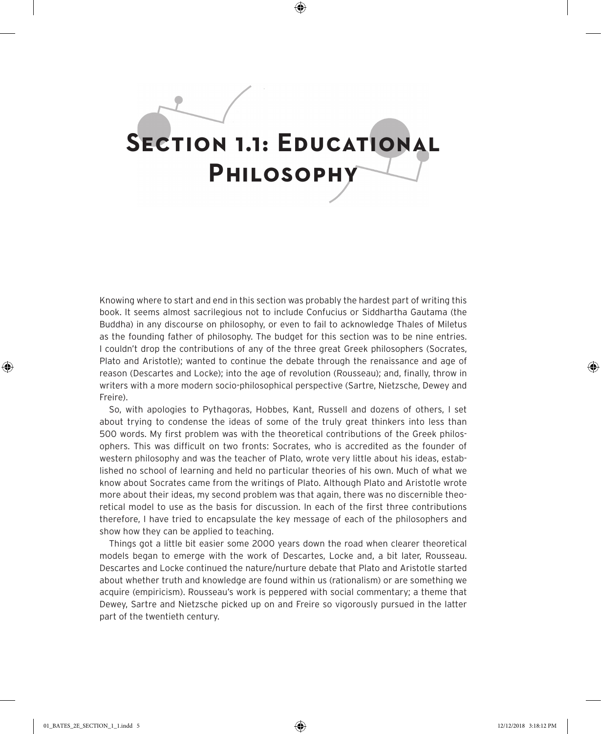# Section 1.1: Educational Philosophy

Knowing where to start and end in this section was probably the hardest part of writing this book. It seems almost sacrilegious not to include Confucius or Siddhartha Gautama (the Buddha) in any discourse on philosophy, or even to fail to acknowledge Thales of Miletus as the founding father of philosophy. The budget for this section was to be nine entries. I couldn't drop the contributions of any of the three great Greek philosophers (Socrates, Plato and Aristotle); wanted to continue the debate through the renaissance and age of reason (Descartes and Locke); into the age of revolution (Rousseau); and, finally, throw in writers with a more modern socio-philosophical perspective (Sartre, Nietzsche, Dewey and Freire).

So, with apologies to Pythagoras, Hobbes, Kant, Russell and dozens of others, I set about trying to condense the ideas of some of the truly great thinkers into less than 500 words. My first problem was with the theoretical contributions of the Greek philosophers. This was difficult on two fronts: Socrates, who is accredited as the founder of western philosophy and was the teacher of Plato, wrote very little about his ideas, established no school of learning and held no particular theories of his own. Much of what we know about Socrates came from the writings of Plato. Although Plato and Aristotle wrote more about their ideas, my second problem was that again, there was no discernible theoretical model to use as the basis for discussion. In each of the first three contributions therefore, I have tried to encapsulate the key message of each of the philosophers and show how they can be applied to teaching.

Things got a little bit easier some 2000 years down the road when clearer theoretical models began to emerge with the work of Descartes, Locke and, a bit later, Rousseau. Descartes and Locke continued the nature/nurture debate that Plato and Aristotle started about whether truth and knowledge are found within us (rationalism) or are something we acquire (empiricism). Rousseau's work is peppered with social commentary; a theme that Dewey, Sartre and Nietzsche picked up on and Freire so vigorously pursued in the latter part of the twentieth century.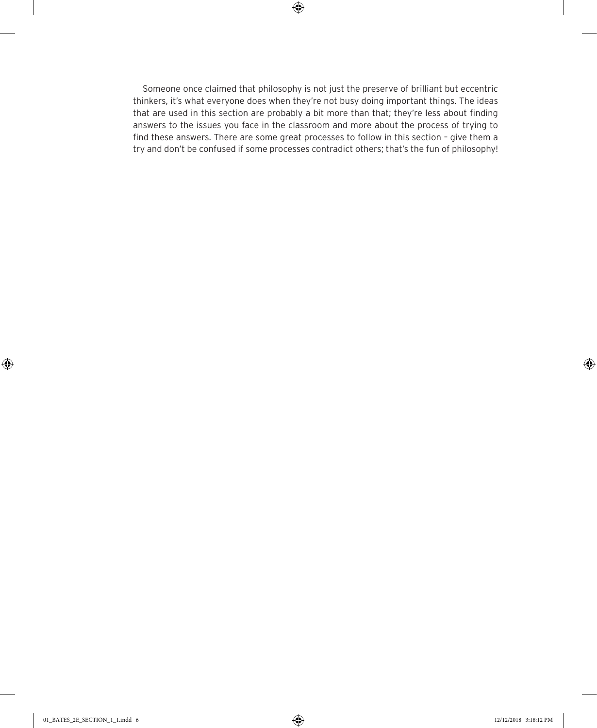Someone once claimed that philosophy is not just the preserve of brilliant but eccentric thinkers, it's what everyone does when they're not busy doing important things. The ideas that are used in this section are probably a bit more than that; they're less about finding answers to the issues you face in the classroom and more about the process of trying to find these answers. There are some great processes to follow in this section – give them a try and don't be confused if some processes contradict others; that's the fun of philosophy!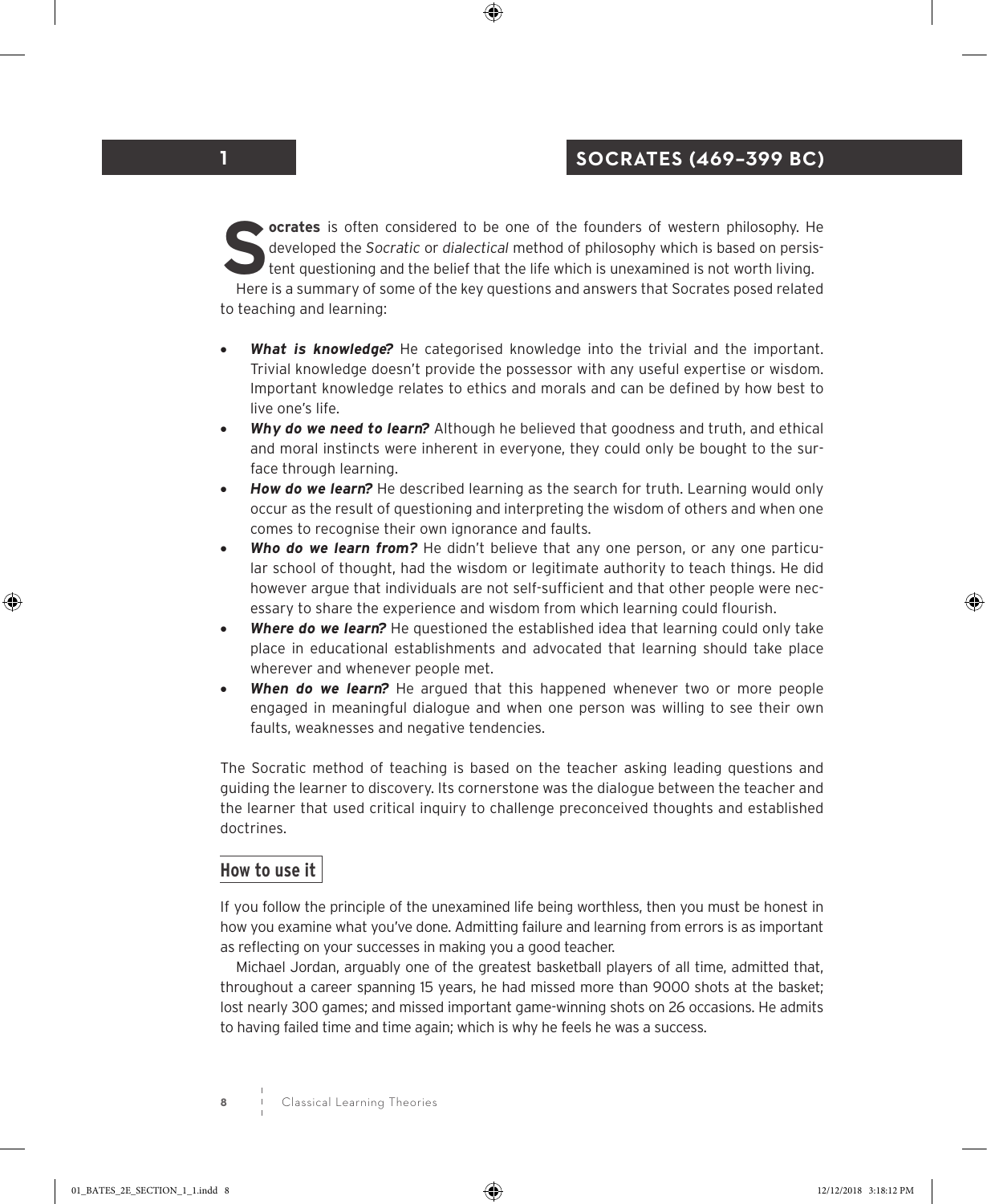# 1 SOCRATES (469–399 BC)

**Socrates** is often considered to be one of the founders of western philosophy. He developed the *Socratic* or *dialectical* method of philosophy which is based on persistent questioning and the belief that the life which is unexamined is not worth living.

Here is a summary of some of the key questions and answers that Socrates posed related to teaching and learning:

- ***What is knowledge?*** He categorised knowledge into the trivial and the important. Trivial knowledge doesn't provide the possessor with any useful expertise or wisdom. Important knowledge relates to ethics and morals and can be defined by how best to live one's life.
- ***Why do we need to learn?*** Although he believed that goodness and truth, and ethical and moral instincts were inherent in everyone, they could only be bought to the surface through learning.
- ***How do we learn?*** He described learning as the search for truth. Learning would only occur as the result of questioning and interpreting the wisdom of others and when one comes to recognise their own ignorance and faults.
- ***Who do we learn from?*** He didn't believe that any one person, or any one particular school of thought, had the wisdom or legitimate authority to teach things. He did however argue that individuals are not self-sufficient and that other people were necessary to share the experience and wisdom from which learning could flourish.
- ***Where do we learn?*** He questioned the established idea that learning could only take place in educational establishments and advocated that learning should take place wherever and whenever people met.
- ***When do we learn?*** He argued that this happened whenever two or more people engaged in meaningful dialogue and when one person was willing to see their own faults, weaknesses and negative tendencies.

The Socratic method of teaching is based on the teacher asking leading questions and guiding the learner to discovery. Its cornerstone was the dialogue between the teacher and the learner that used critical inquiry to challenge preconceived thoughts and established doctrines.

## How to use it

If you follow the principle of the unexamined life being worthless, then you must be honest in how you examine what you've done. Admitting failure and learning from errors is as important as reflecting on your successes in making you a good teacher.

Michael Jordan, arguably one of the greatest basketball players of all time, admitted that, throughout a career spanning 15 years, he had missed more than 9000 shots at the basket; lost nearly 300 games; and missed important game-winning shots on 26 occasions. He admits to having failed time and time again; which is why he feels he was a success.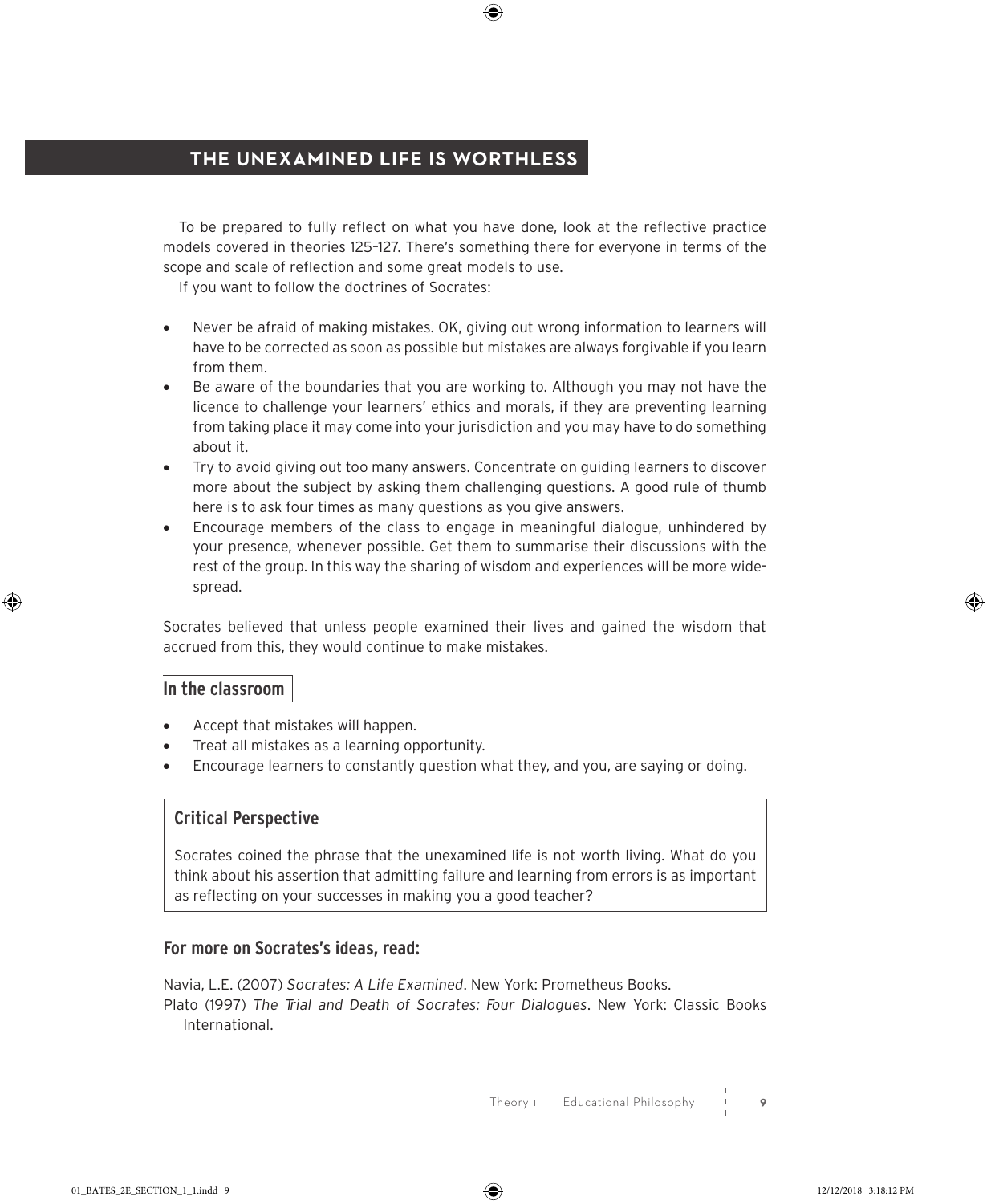## THE UNEXAMINED LIFE IS WORTHLESS

To be prepared to fully reflect on what you have done, look at the reflective practice models covered in theories 125–127. There's something there for everyone in terms of the scope and scale of reflection and some great models to use.

If you want to follow the doctrines of Socrates:

- Never be afraid of making mistakes. OK, giving out wrong information to learners will have to be corrected as soon as possible but mistakes are always forgivable if you learn from them.
- Be aware of the boundaries that you are working to. Although you may not have the licence to challenge your learners' ethics and morals, if they are preventing learning from taking place it may come into your jurisdiction and you may have to do something about it.
- Try to avoid giving out too many answers. Concentrate on guiding learners to discover more about the subject by asking them challenging questions. A good rule of thumb here is to ask four times as many questions as you give answers.
- Encourage members of the class to engage in meaningful dialogue, unhindered by your presence, whenever possible. Get them to summarise their discussions with the rest of the group. In this way the sharing of wisdom and experiences will be more widespread.

Socrates believed that unless people examined their lives and gained the wisdom that accrued from this, they would continue to make mistakes.

### In the classroom

- Accept that mistakes will happen.
- Treat all mistakes as a learning opportunity.
- Encourage learners to constantly question what they, and you, are saying or doing.

### Critical Perspective

Socrates coined the phrase that the unexamined life is not worth living. What do you think about his assertion that admitting failure and learning from errors is as important as reflecting on your successes in making you a good teacher?

### For more on Socrates's ideas, read:

Navia, L.E. (2007) *Socrates: A Life Examined*. New York: Prometheus Books.

Plato (1997) *The Trial and Death of Socrates: Four Dialogues*. New York: Classic Books International.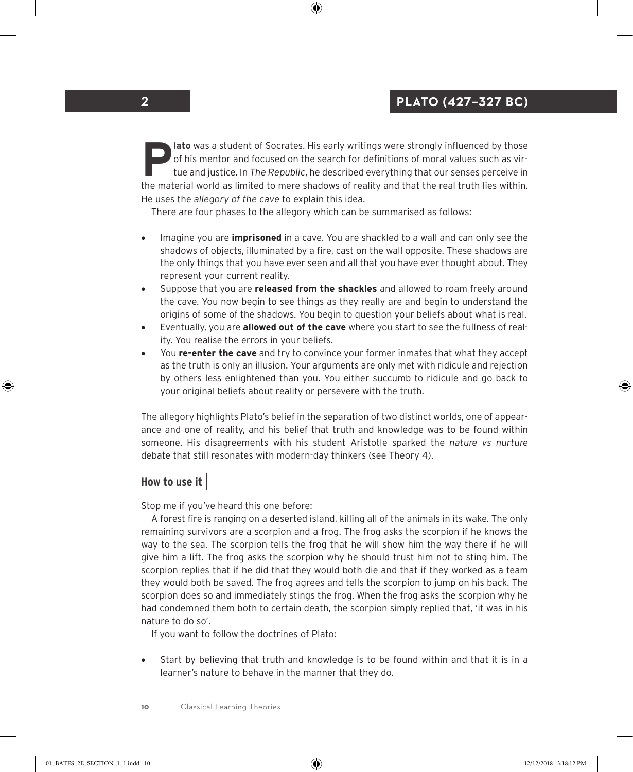## 2 PLATO (427–327 BC)

**Plato** was a student of Socrates. His early writings were strongly influenced by those of his mentor and focused on the search for definitions of moral values such as virtue and justice. In *The Republic*, he described everything that our senses perceive in the material world as limited to mere shadows of reality and that the real truth lies within. He uses the *allegory of the cave* to explain this idea.

There are four phases to the allegory which can be summarised as follows:

- Imagine you are **imprisoned** in a cave. You are shackled to a wall and can only see the shadows of objects, illuminated by a fire, cast on the wall opposite. These shadows are the only things that you have ever seen and all that you have ever thought about. They represent your current reality.
- Suppose that you are **released from the shackles** and allowed to roam freely around the cave. You now begin to see things as they really are and begin to understand the origins of some of the shadows. You begin to question your beliefs about what is real.
- Eventually, you are **allowed out of the cave** where you start to see the fullness of reality. You realise the errors in your beliefs.
- You **re-enter the cave** and try to convince your former inmates that what they accept as the truth is only an illusion. Your arguments are only met with ridicule and rejection by others less enlightened than you. You either succumb to ridicule and go back to your original beliefs about reality or persevere with the truth.

The allegory highlights Plato's belief in the separation of two distinct worlds, one of appearance and one of reality, and his belief that truth and knowledge was to be found within someone. His disagreements with his student Aristotle sparked the *nature vs nurture* debate that still resonates with modern-day thinkers (see Theory 4).

### How to use it

Stop me if you've heard this one before:

A forest fire is ranging on a deserted island, killing all of the animals in its wake. The only remaining survivors are a scorpion and a frog. The frog asks the scorpion if he knows the way to the sea. The scorpion tells the frog that he will show him the way there if he will give him a lift. The frog asks the scorpion why he should trust him not to sting him. The scorpion replies that if he did that they would both die and that if they worked as a team they would both be saved. The frog agrees and tells the scorpion to jump on his back. The scorpion does so and immediately stings the frog. When the frog asks the scorpion why he had condemned them both to certain death, the scorpion simply replied that, 'it was in his nature to do so'.

If you want to follow the doctrines of Plato:

- Start by believing that truth and knowledge is to be found within and that it is in a learner's nature to behave in the manner that they do.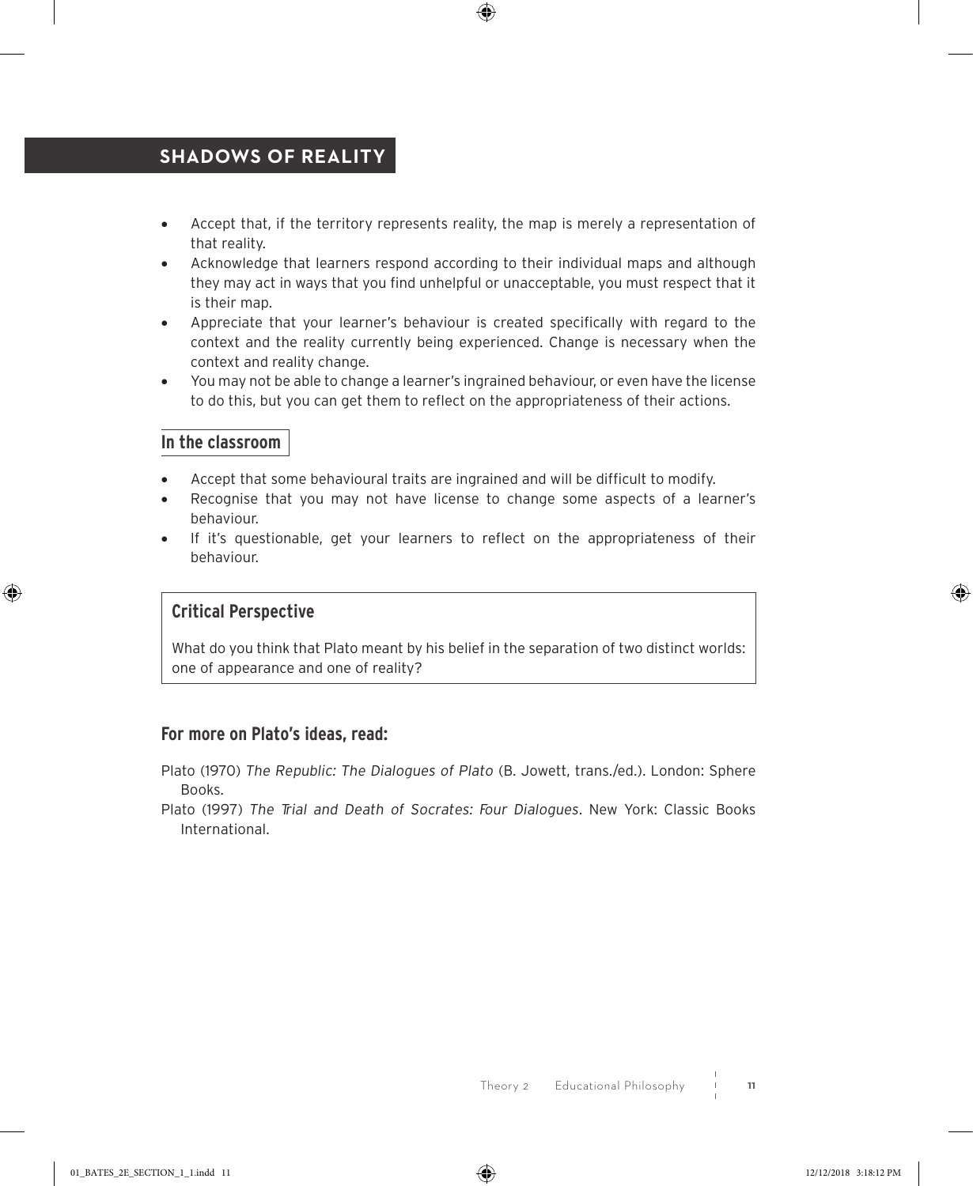- Accept that, if the territory represents reality, the map is merely a representation of that reality.
- Acknowledge that learners respond according to their individual maps and although they may act in ways that you find unhelpful or unacceptable, you must respect that it is their map.
- Appreciate that your learner's behaviour is created specifically with regard to the context and the reality currently being experienced. Change is necessary when the context and reality change.
- You may not be able to change a learner's ingrained behaviour, or even have the license to do this, but you can get them to reflect on the appropriateness of their actions.

### In the classroom

- Accept that some behavioural traits are ingrained and will be difficult to modify.
- Recognise that you may not have license to change some aspects of a learner's behaviour.
- If it's questionable, get your learners to reflect on the appropriateness of their behaviour.

### Critical Perspective

What do you think that Plato meant by his belief in the separation of two distinct worlds: one of appearance and one of reality?

### For more on Plato's ideas, read:

Plato (1970) *The Republic: The Dialogues of Plato* (B. Jowett, trans./ed.). London: Sphere Books.

Plato (1997) *The Trial and Death of Socrates: Four Dialogues*. New York: Classic Books International.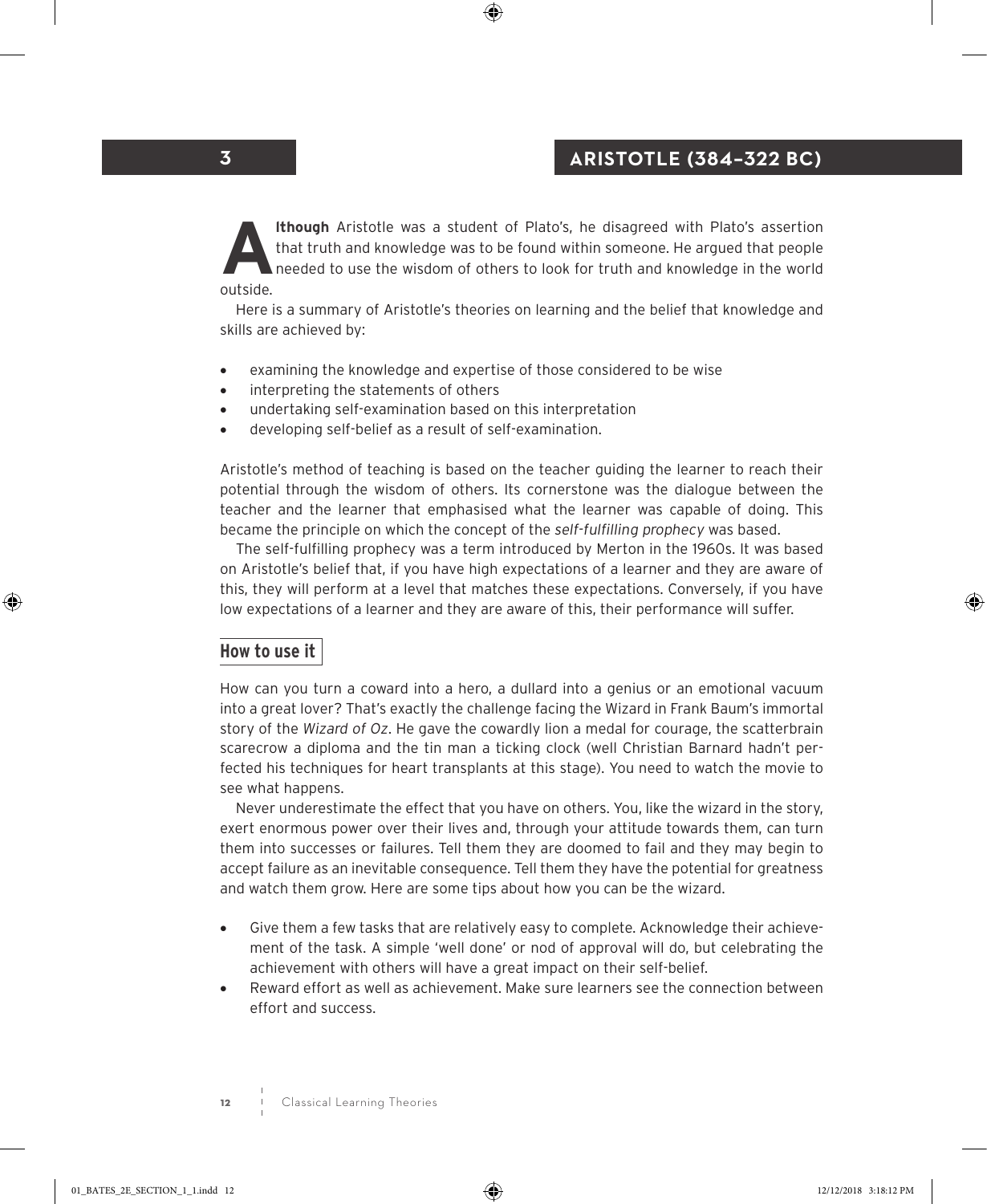# 3 ARISTOTLE (384–322 BC)

**Although** Aristotle was a student of Plato's, he disagreed with Plato's assertion that truth and knowledge was to be found within someone. He argued that people needed to use the wisdom of others to look for truth and knowledge in the world outside.

Here is a summary of Aristotle's theories on learning and the belief that knowledge and skills are achieved by:

- examining the knowledge and expertise of those considered to be wise
- interpreting the statements of others
- undertaking self-examination based on this interpretation
- developing self-belief as a result of self-examination.

Aristotle's method of teaching is based on the teacher guiding the learner to reach their potential through the wisdom of others. Its cornerstone was the dialogue between the teacher and the learner that emphasised what the learner was capable of doing. This became the principle on which the concept of the *self-fulfilling prophecy* was based.

The self-fulfilling prophecy was a term introduced by Merton in the 1960s. It was based on Aristotle's belief that, if you have high expectations of a learner and they are aware of this, they will perform at a level that matches these expectations. Conversely, if you have low expectations of a learner and they are aware of this, their performance will suffer.

## How to use it

How can you turn a coward into a hero, a dullard into a genius or an emotional vacuum into a great lover? That's exactly the challenge facing the Wizard in Frank Baum's immortal story of the *Wizard of Oz*. He gave the cowardly lion a medal for courage, the scatterbrain scarecrow a diploma and the tin man a ticking clock (well Christian Barnard hadn't perfected his techniques for heart transplants at this stage). You need to watch the movie to see what happens.

Never underestimate the effect that you have on others. You, like the wizard in the story, exert enormous power over their lives and, through your attitude towards them, can turn them into successes or failures. Tell them they are doomed to fail and they may begin to accept failure as an inevitable consequence. Tell them they have the potential for greatness and watch them grow. Here are some tips about how you can be the wizard.

- Give them a few tasks that are relatively easy to complete. Acknowledge their achievement of the task. A simple 'well done' or nod of approval will do, but celebrating the achievement with others will have a great impact on their self-belief.
- Reward effort as well as achievement. Make sure learners see the connection between effort and success.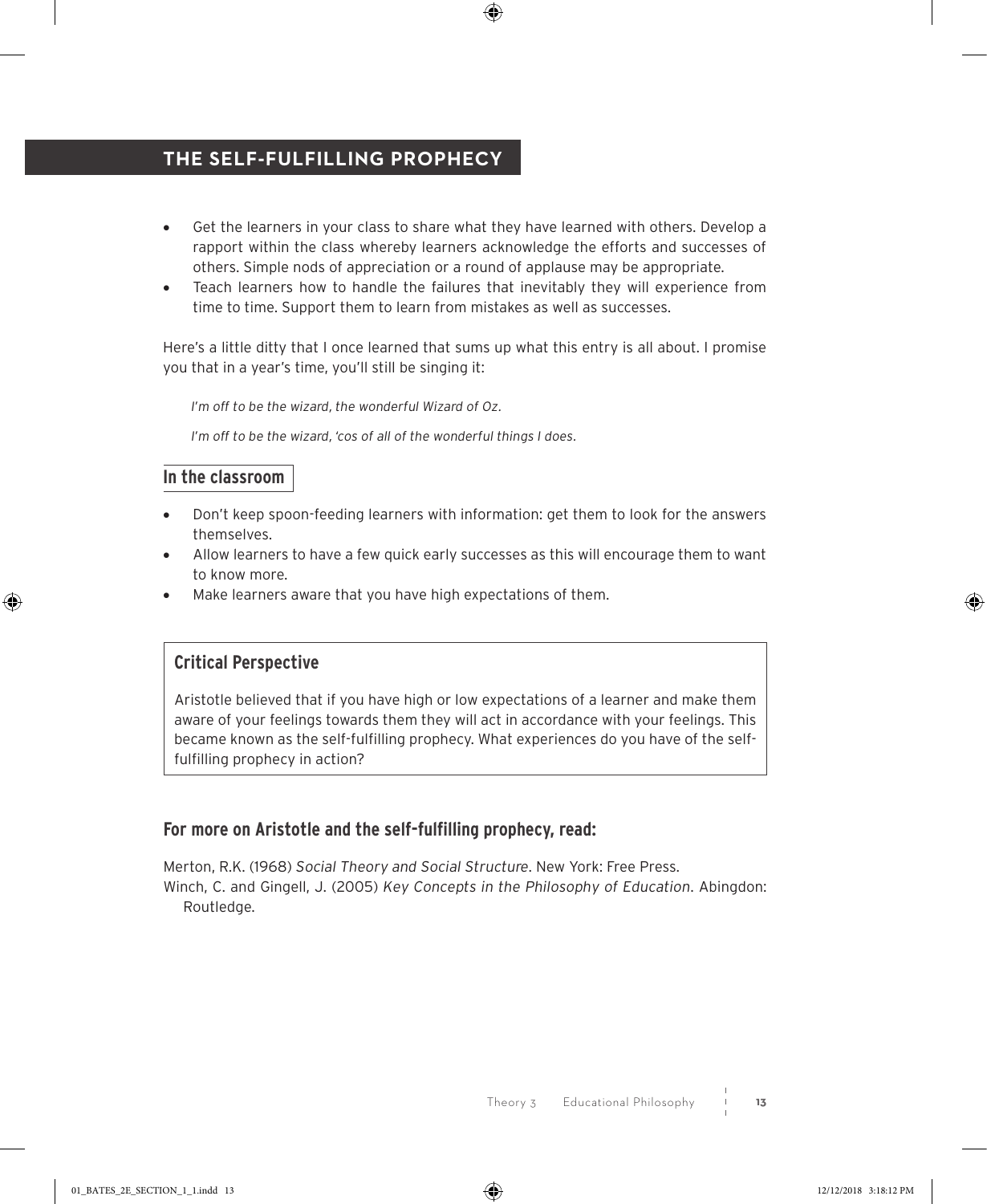## THE SELF-FULFILLING PROPHECY

- Get the learners in your class to share what they have learned with others. Develop a rapport within the class whereby learners acknowledge the efforts and successes of others. Simple nods of appreciation or a round of applause may be appropriate.
- Teach learners how to handle the failures that inevitably they will experience from time to time. Support them to learn from mistakes as well as successes.

Here's a little ditty that I once learned that sums up what this entry is all about. I promise you that in a year's time, you'll still be singing it:

> *I'm off to be the wizard, the wonderful Wizard of Oz.*
>
> *I'm off to be the wizard, 'cos of all of the wonderful things I does.*

### In the classroom

- Don't keep spoon-feeding learners with information: get them to look for the answers themselves.
- Allow learners to have a few quick early successes as this will encourage them to want to know more.
- Make learners aware that you have high expectations of them.

### Critical Perspective

Aristotle believed that if you have high or low expectations of a learner and make them aware of your feelings towards them they will act in accordance with your feelings. This became known as the self-fulfilling prophecy. What experiences do you have of the self-fulfilling prophecy in action?

### For more on Aristotle and the self-fulfilling prophecy, read:

Merton, R.K. (1968) *Social Theory and Social Structure*. New York: Free Press.

Winch, C. and Gingell, J. (2005) *Key Concepts in the Philosophy of Education*. Abingdon: Routledge.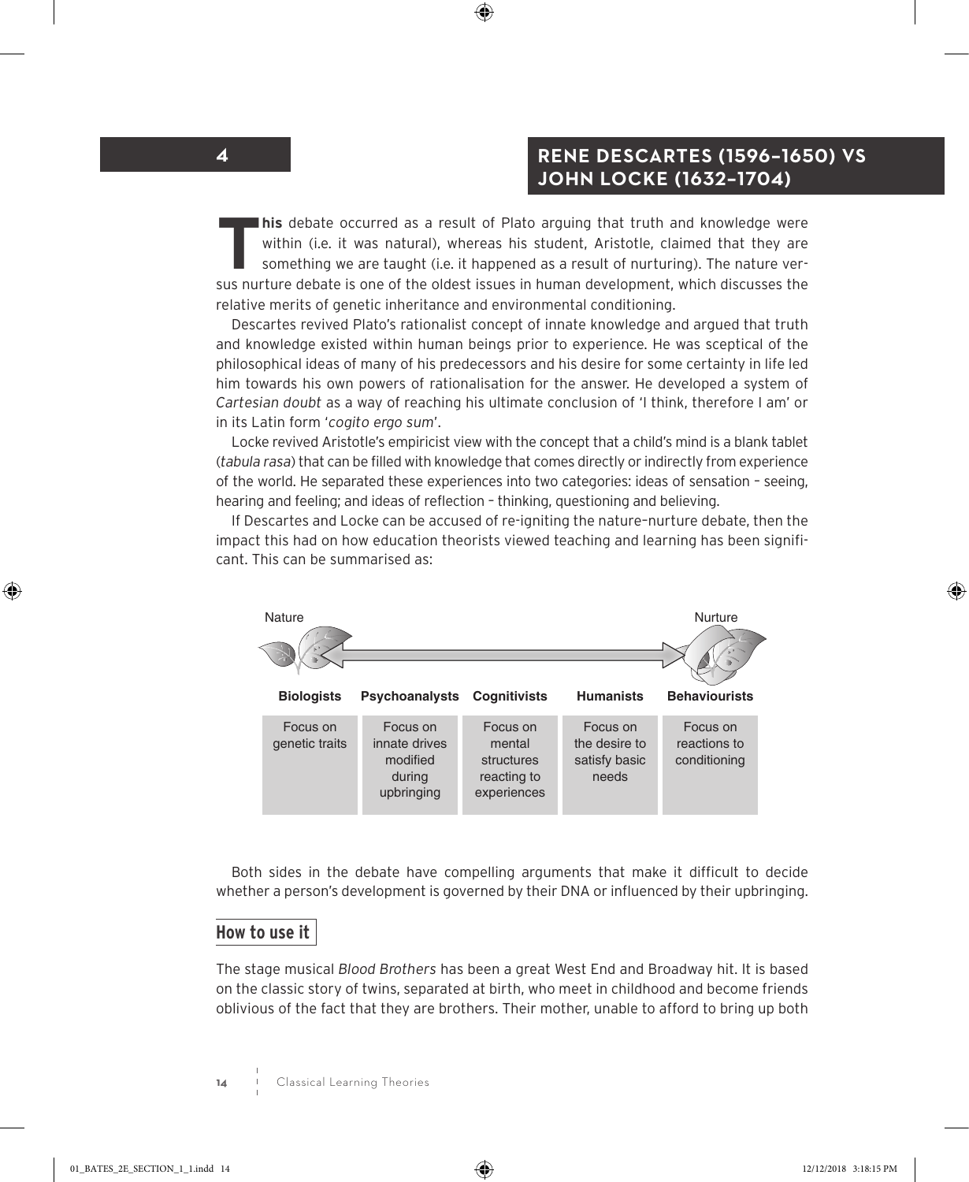## 4 RENE DESCARTES (1596–1650) VS JOHN LOCKE (1632–1704)

**This** debate occurred as a result of Plato arguing that truth and knowledge were within (i.e. it was natural), whereas his student, Aristotle, claimed that they are something we are taught (i.e. it happened as a result of nurturing). The nature versus nurture debate is one of the oldest issues in human development, which discusses the relative merits of genetic inheritance and environmental conditioning.

Descartes revived Plato's rationalist concept of innate knowledge and argued that truth and knowledge existed within human beings prior to experience. He was sceptical of the philosophical ideas of many of his predecessors and his desire for some certainty in life led him towards his own powers of rationalisation for the answer. He developed a system of *Cartesian doubt* as a way of reaching his ultimate conclusion of 'I think, therefore I am' or in its Latin form '*cogito ergo sum*'.

Locke revived Aristotle's empiricist view with the concept that a child's mind is a blank tablet (*tabula rasa*) that can be filled with knowledge that comes directly or indirectly from experience of the world. He separated these experiences into two categories: ideas of sensation – seeing, hearing and feeling; and ideas of reflection – thinking, questioning and believing.

If Descartes and Locke can be accused of re-igniting the nature–nurture debate, then the impact this had on how education theorists viewed teaching and learning has been significant. This can be summarised as:

Nature

Nurture

**Biologists**
Focus on genetic traits

**Psychoanalysts**
Focus on innate drives modified during upbringing

**Cognitivists**
Focus on mental structures reacting to experiences

**Humanists**
Focus on the desire to satisfy basic needs

**Behaviourists**
Focus on reactions to conditioning

Both sides in the debate have compelling arguments that make it difficult to decide whether a person's development is governed by their DNA or influenced by their upbringing.

### How to use it

The stage musical *Blood Brothers* has been a great West End and Broadway hit. It is based on the classic story of twins, separated at birth, who meet in childhood and become friends oblivious of the fact that they are brothers. Their mother, unable to afford to bring up both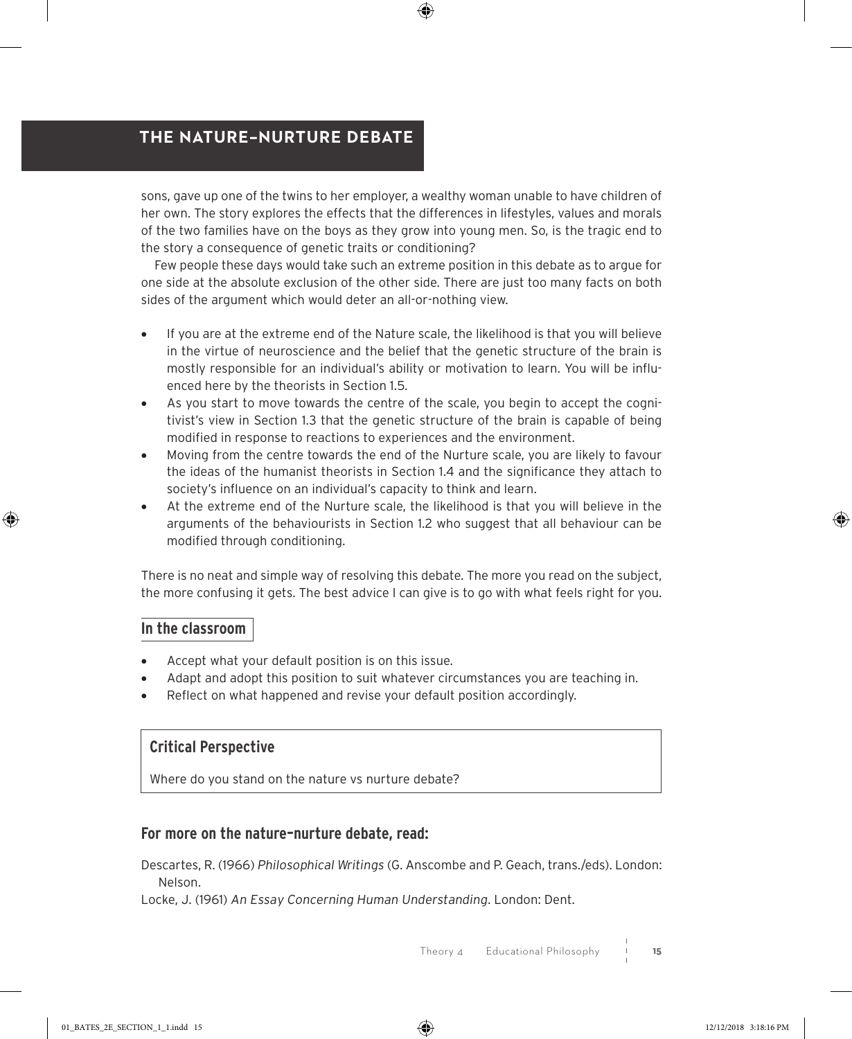sons, gave up one of the twins to her employer, a wealthy woman unable to have children of her own. The story explores the effects that the differences in lifestyles, values and morals of the two families have on the boys as they grow into young men. So, is the tragic end to the story a consequence of genetic traits or conditioning?

Few people these days would take such an extreme position in this debate as to argue for one side at the absolute exclusion of the other side. There are just too many facts on both sides of the argument which would deter an all-or-nothing view.

- If you are at the extreme end of the Nature scale, the likelihood is that you will believe in the virtue of neuroscience and the belief that the genetic structure of the brain is mostly responsible for an individual's ability or motivation to learn. You will be influenced here by the theorists in Section 1.5.
- As you start to move towards the centre of the scale, you begin to accept the cognitivist's view in Section 1.3 that the genetic structure of the brain is capable of being modified in response to reactions to experiences and the environment.
- Moving from the centre towards the end of the Nurture scale, you are likely to favour the ideas of the humanist theorists in Section 1.4 and the significance they attach to society's influence on an individual's capacity to think and learn.
- At the extreme end of the Nurture scale, the likelihood is that you will believe in the arguments of the behaviourists in Section 1.2 who suggest that all behaviour can be modified through conditioning.

There is no neat and simple way of resolving this debate. The more you read on the subject, the more confusing it gets. The best advice I can give is to go with what feels right for you.

### In the classroom

- Accept what your default position is on this issue.
- Adapt and adopt this position to suit whatever circumstances you are teaching in.
- Reflect on what happened and revise your default position accordingly.

### Critical Perspective

Where do you stand on the nature vs nurture debate?

### For more on the nature–nurture debate, read:

Descartes, R. (1966) *Philosophical Writings* (G. Anscombe and P. Geach, trans./eds). London: Nelson.

Locke, J. (1961) *An Essay Concerning Human Understanding*. London: Dent.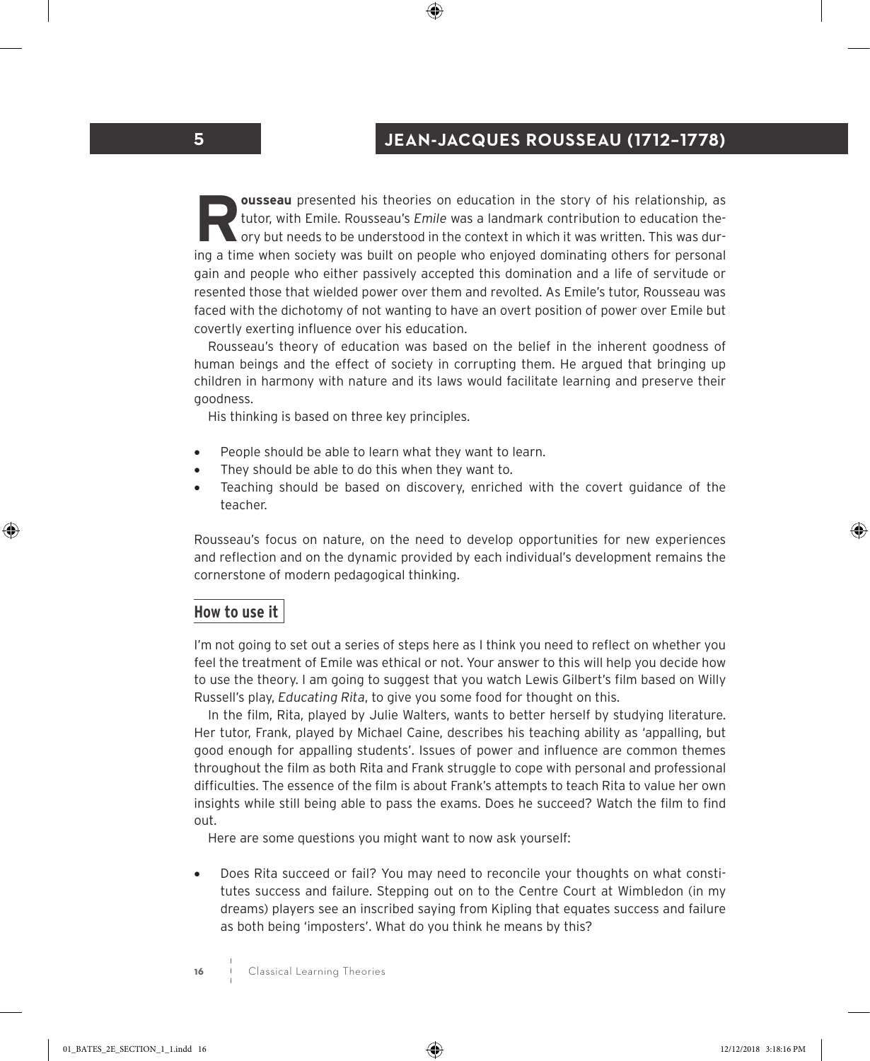# 5 JEAN-JACQUES ROUSSEAU (1712–1778)

**Rousseau** presented his theories on education in the story of his relationship, as tutor, with Emile. Rousseau's *Emile* was a landmark contribution to education theory but needs to be understood in the context in which it was written. This was during a time when society was built on people who enjoyed dominating others for personal gain and people who either passively accepted this domination and a life of servitude or resented those that wielded power over them and revolted. As Emile's tutor, Rousseau was faced with the dichotomy of not wanting to have an overt position of power over Emile but covertly exerting influence over his education.

Rousseau's theory of education was based on the belief in the inherent goodness of human beings and the effect of society in corrupting them. He argued that bringing up children in harmony with nature and its laws would facilitate learning and preserve their goodness.

His thinking is based on three key principles.

- People should be able to learn what they want to learn.
- They should be able to do this when they want to.
- Teaching should be based on discovery, enriched with the covert guidance of the teacher.

Rousseau's focus on nature, on the need to develop opportunities for new experiences and reflection and on the dynamic provided by each individual's development remains the cornerstone of modern pedagogical thinking.

## How to use it

I'm not going to set out a series of steps here as I think you need to reflect on whether you feel the treatment of Emile was ethical or not. Your answer to this will help you decide how to use the theory. I am going to suggest that you watch Lewis Gilbert's film based on Willy Russell's play, *Educating Rita*, to give you some food for thought on this.

In the film, Rita, played by Julie Walters, wants to better herself by studying literature. Her tutor, Frank, played by Michael Caine, describes his teaching ability as 'appalling, but good enough for appalling students'. Issues of power and influence are common themes throughout the film as both Rita and Frank struggle to cope with personal and professional difficulties. The essence of the film is about Frank's attempts to teach Rita to value her own insights while still being able to pass the exams. Does he succeed? Watch the film to find out.

Here are some questions you might want to now ask yourself:

- Does Rita succeed or fail? You may need to reconcile your thoughts on what constitutes success and failure. Stepping out on to the Centre Court at Wimbledon (in my dreams) players see an inscribed saying from Kipling that equates success and failure as both being 'imposters'. What do you think he means by this?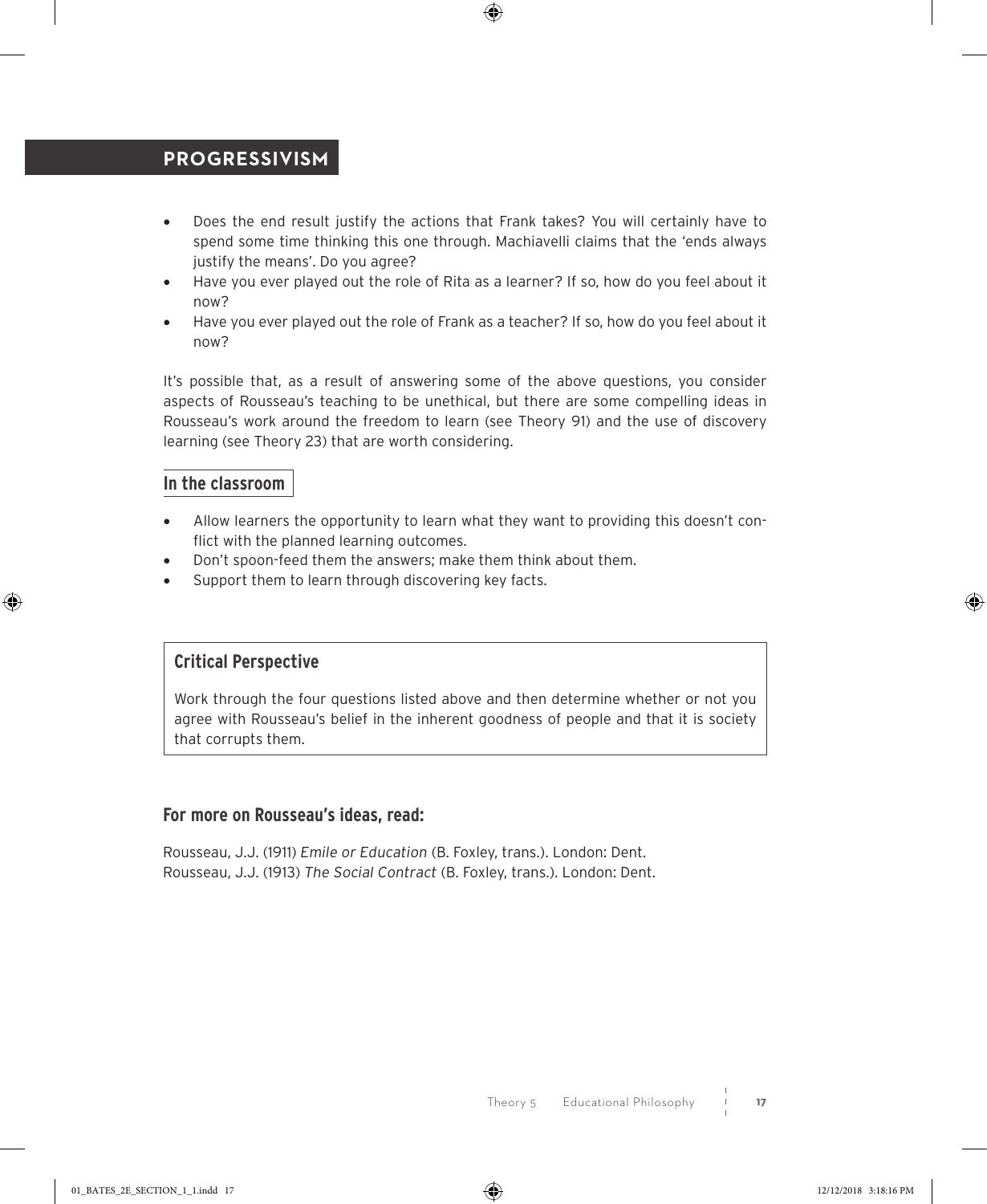- Does the end result justify the actions that Frank takes? You will certainly have to spend some time thinking this one through. Machiavelli claims that the 'ends always justify the means'. Do you agree?
- Have you ever played out the role of Rita as a learner? If so, how do you feel about it now?
- Have you ever played out the role of Frank as a teacher? If so, how do you feel about it now?

It's possible that, as a result of answering some of the above questions, you consider aspects of Rousseau's teaching to be unethical, but there are some compelling ideas in Rousseau's work around the freedom to learn (see Theory 91) and the use of discovery learning (see Theory 23) that are worth considering.

### In the classroom

- Allow learners the opportunity to learn what they want to providing this doesn't conflict with the planned learning outcomes.
- Don't spoon-feed them the answers; make them think about them.
- Support them to learn through discovering key facts.

### Critical Perspective

Work through the four questions listed above and then determine whether or not you agree with Rousseau's belief in the inherent goodness of people and that it is society that corrupts them.

### For more on Rousseau's ideas, read:

Rousseau, J.J. (1911) *Emile or Education* (B. Foxley, trans.). London: Dent.
Rousseau, J.J. (1913) *The Social Contract* (B. Foxley, trans.). London: Dent.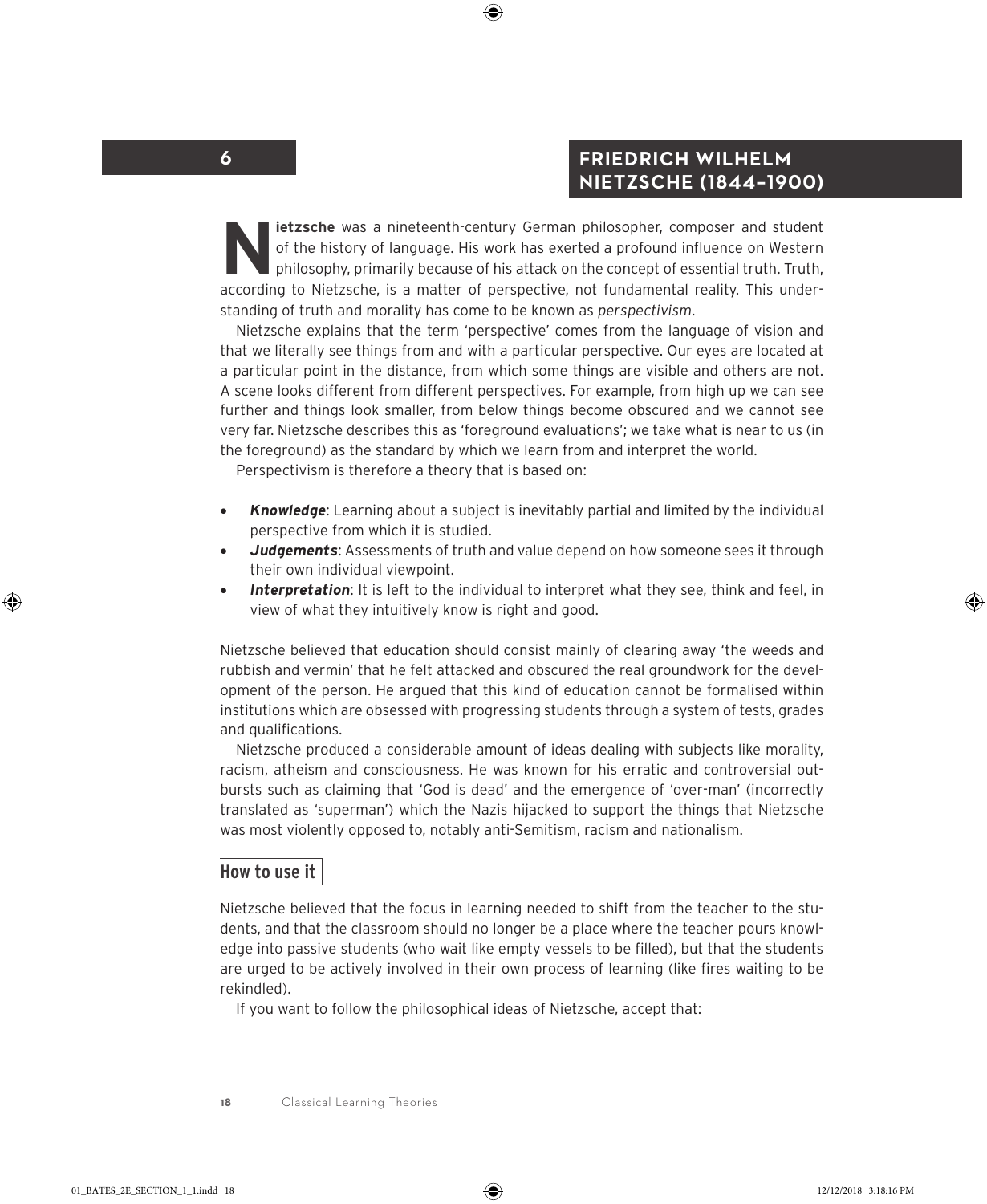## 6 FRIEDRICH WILHELM NIETZSCHE (1844–1900)

**Nietzsche** was a nineteenth-century German philosopher, composer and student of the history of language. His work has exerted a profound influence on Western philosophy, primarily because of his attack on the concept of essential truth. Truth, according to Nietzsche, is a matter of perspective, not fundamental reality. This understanding of truth and morality has come to be known as *perspectivism*.

Nietzsche explains that the term 'perspective' comes from the language of vision and that we literally see things from and with a particular perspective. Our eyes are located at a particular point in the distance, from which some things are visible and others are not. A scene looks different from different perspectives. For example, from high up we can see further and things look smaller, from below things become obscured and we cannot see very far. Nietzsche describes this as 'foreground evaluations'; we take what is near to us (in the foreground) as the standard by which we learn from and interpret the world.

Perspectivism is therefore a theory that is based on:

- ***Knowledge***: Learning about a subject is inevitably partial and limited by the individual perspective from which it is studied.
- ***Judgements***: Assessments of truth and value depend on how someone sees it through their own individual viewpoint.
- ***Interpretation***: It is left to the individual to interpret what they see, think and feel, in view of what they intuitively know is right and good.

Nietzsche believed that education should consist mainly of clearing away 'the weeds and rubbish and vermin' that he felt attacked and obscured the real groundwork for the development of the person. He argued that this kind of education cannot be formalised within institutions which are obsessed with progressing students through a system of tests, grades and qualifications.

Nietzsche produced a considerable amount of ideas dealing with subjects like morality, racism, atheism and consciousness. He was known for his erratic and controversial outbursts such as claiming that 'God is dead' and the emergence of 'over-man' (incorrectly translated as 'superman') which the Nazis hijacked to support the things that Nietzsche was most violently opposed to, notably anti-Semitism, racism and nationalism.

### How to use it

Nietzsche believed that the focus in learning needed to shift from the teacher to the students, and that the classroom should no longer be a place where the teacher pours knowledge into passive students (who wait like empty vessels to be filled), but that the students are urged to be actively involved in their own process of learning (like fires waiting to be rekindled).

If you want to follow the philosophical ideas of Nietzsche, accept that: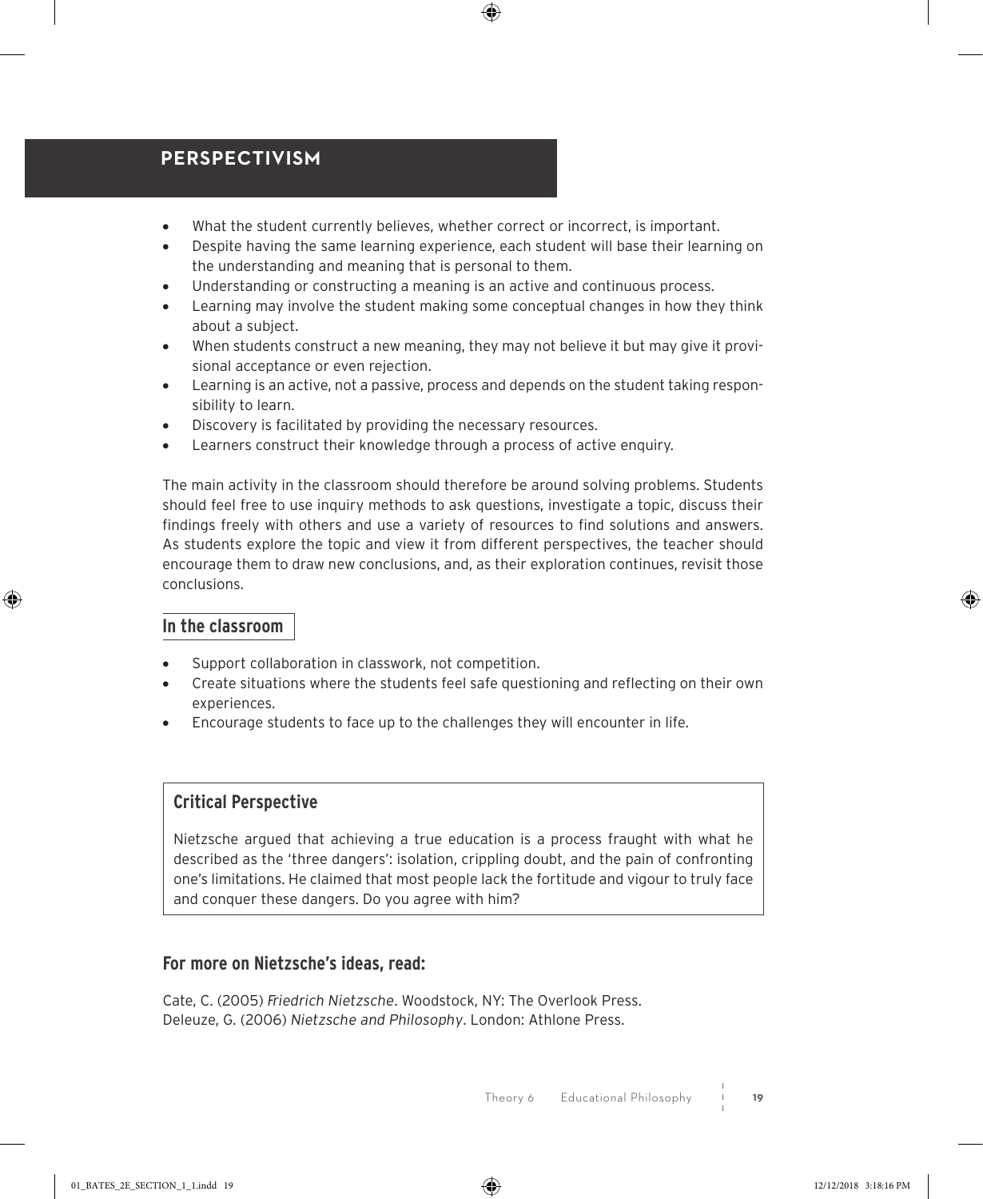## PERSPECTIVISM

- What the student currently believes, whether correct or incorrect, is important.
- Despite having the same learning experience, each student will base their learning on the understanding and meaning that is personal to them.
- Understanding or constructing a meaning is an active and continuous process.
- Learning may involve the student making some conceptual changes in how they think about a subject.
- When students construct a new meaning, they may not believe it but may give it provisional acceptance or even rejection.
- Learning is an active, not a passive, process and depends on the student taking responsibility to learn.
- Discovery is facilitated by providing the necessary resources.
- Learners construct their knowledge through a process of active enquiry.

The main activity in the classroom should therefore be around solving problems. Students should feel free to use inquiry methods to ask questions, investigate a topic, discuss their findings freely with others and use a variety of resources to find solutions and answers. As students explore the topic and view it from different perspectives, the teacher should encourage them to draw new conclusions, and, as their exploration continues, revisit those conclusions.

### In the classroom

- Support collaboration in classwork, not competition.
- Create situations where the students feel safe questioning and reflecting on their own experiences.
- Encourage students to face up to the challenges they will encounter in life.

### Critical Perspective

Nietzsche argued that achieving a true education is a process fraught with what he described as the 'three dangers': isolation, crippling doubt, and the pain of confronting one's limitations. He claimed that most people lack the fortitude and vigour to truly face and conquer these dangers. Do you agree with him?

### For more on Nietzsche's ideas, read:

Cate, C. (2005) *Friedrich Nietzsche*. Woodstock, NY: The Overlook Press.
Deleuze, G. (2006) *Nietzsche and Philosophy*. London: Athlone Press.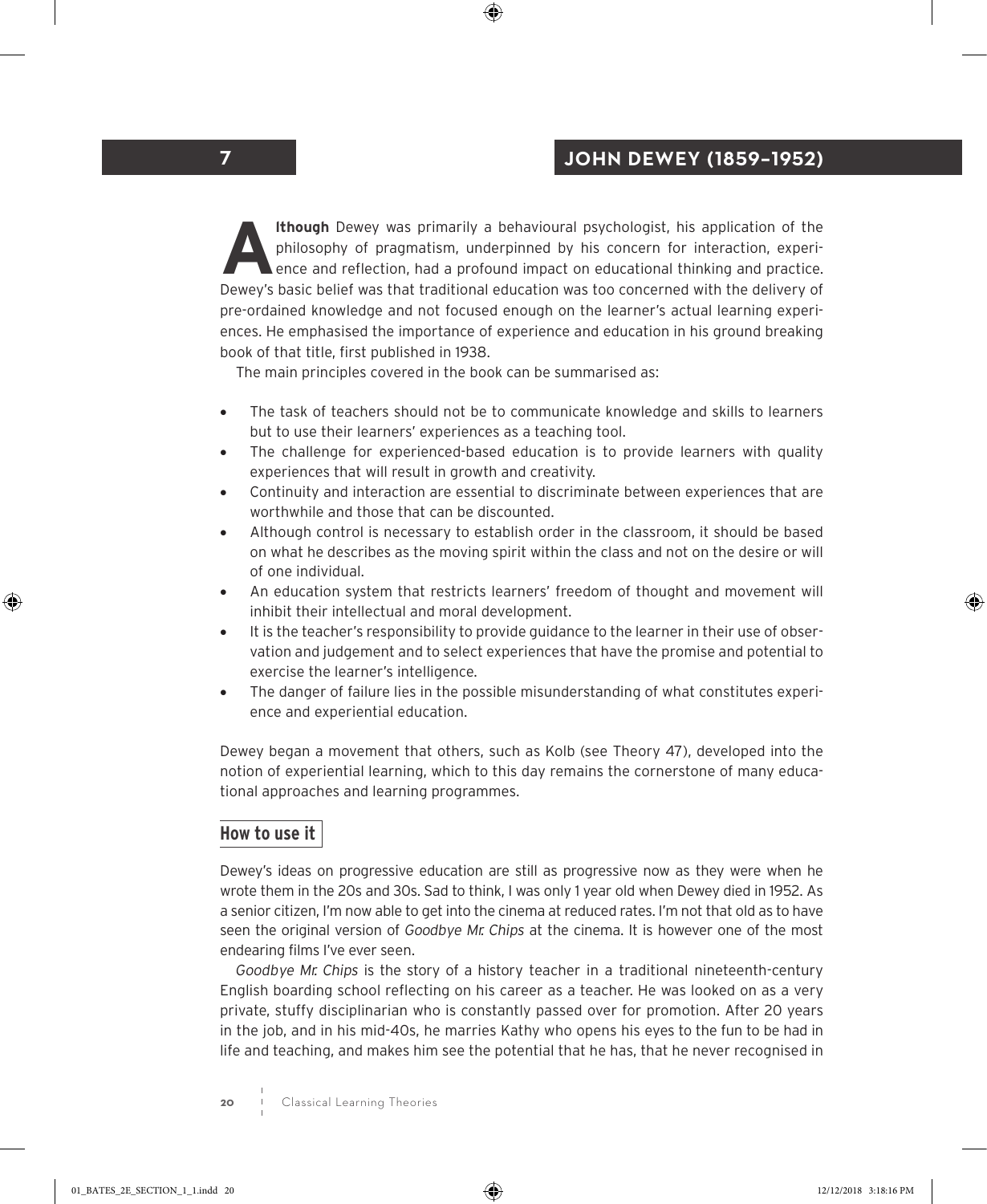# 7 JOHN DEWEY (1859–1952)

**Although** Dewey was primarily a behavioural psychologist, his application of the philosophy of pragmatism, underpinned by his concern for interaction, experience and reflection, had a profound impact on educational thinking and practice. Dewey's basic belief was that traditional education was too concerned with the delivery of pre-ordained knowledge and not focused enough on the learner's actual learning experiences. He emphasised the importance of experience and education in his ground breaking book of that title, first published in 1938.

The main principles covered in the book can be summarised as:

- The task of teachers should not be to communicate knowledge and skills to learners but to use their learners' experiences as a teaching tool.
- The challenge for experienced-based education is to provide learners with quality experiences that will result in growth and creativity.
- Continuity and interaction are essential to discriminate between experiences that are worthwhile and those that can be discounted.
- Although control is necessary to establish order in the classroom, it should be based on what he describes as the moving spirit within the class and not on the desire or will of one individual.
- An education system that restricts learners' freedom of thought and movement will inhibit their intellectual and moral development.
- It is the teacher's responsibility to provide guidance to the learner in their use of observation and judgement and to select experiences that have the promise and potential to exercise the learner's intelligence.
- The danger of failure lies in the possible misunderstanding of what constitutes experience and experiential education.

Dewey began a movement that others, such as Kolb (see Theory 47), developed into the notion of experiential learning, which to this day remains the cornerstone of many educational approaches and learning programmes.

## How to use it

Dewey's ideas on progressive education are still as progressive now as they were when he wrote them in the 20s and 30s. Sad to think, I was only 1 year old when Dewey died in 1952. As a senior citizen, I'm now able to get into the cinema at reduced rates. I'm not that old as to have seen the original version of *Goodbye Mr. Chips* at the cinema. It is however one of the most endearing films I've ever seen.

*Goodbye Mr. Chips* is the story of a history teacher in a traditional nineteenth-century English boarding school reflecting on his career as a teacher. He was looked on as a very private, stuffy disciplinarian who is constantly passed over for promotion. After 20 years in the job, and in his mid-40s, he marries Kathy who opens his eyes to the fun to be had in life and teaching, and makes him see the potential that he has, that he never recognised in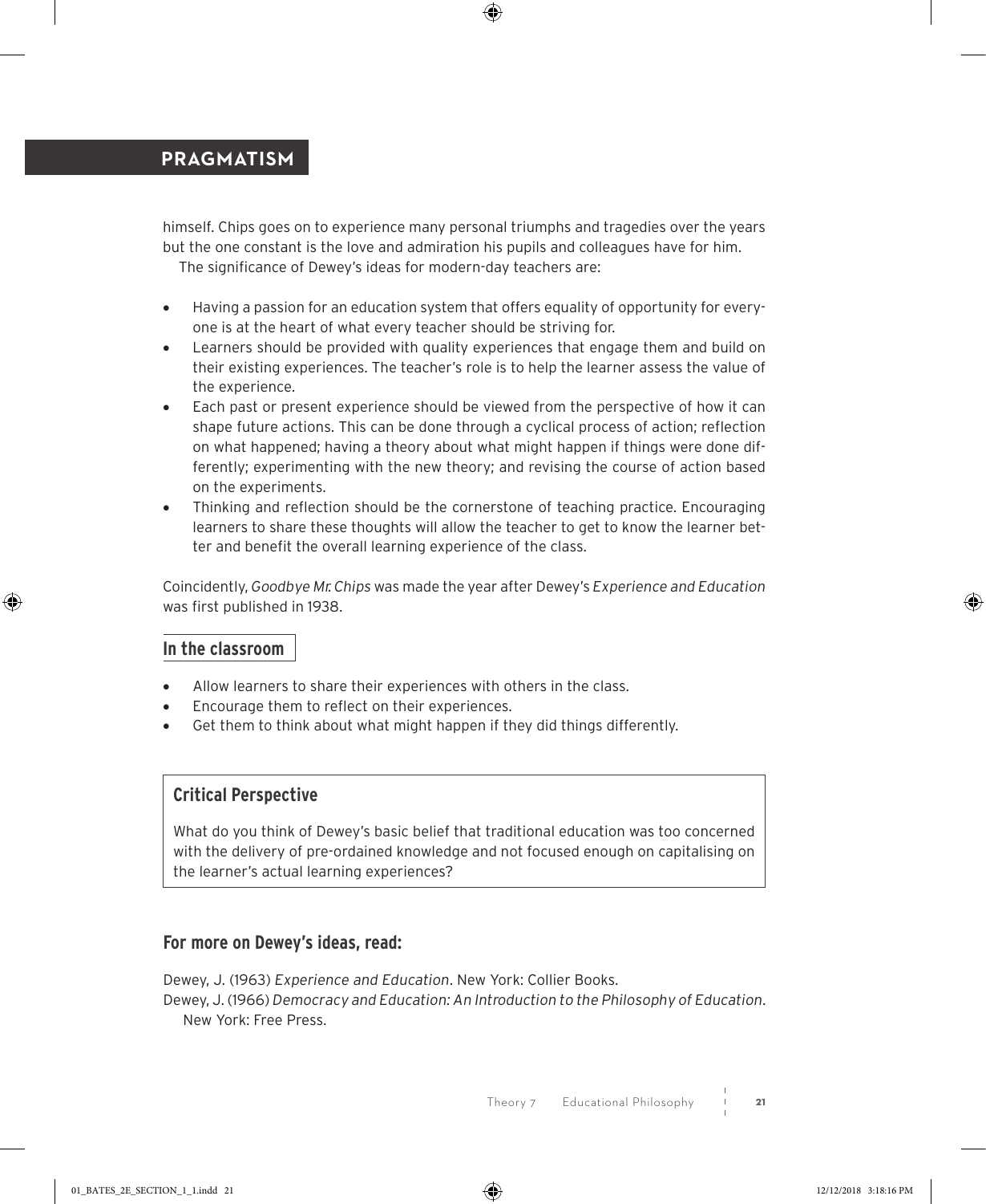himself. Chips goes on to experience many personal triumphs and tragedies over the years but the one constant is the love and admiration his pupils and colleagues have for him.

The significance of Dewey's ideas for modern-day teachers are:

- Having a passion for an education system that offers equality of opportunity for everyone is at the heart of what every teacher should be striving for.
- Learners should be provided with quality experiences that engage them and build on their existing experiences. The teacher's role is to help the learner assess the value of the experience.
- Each past or present experience should be viewed from the perspective of how it can shape future actions. This can be done through a cyclical process of action; reflection on what happened; having a theory about what might happen if things were done differently; experimenting with the new theory; and revising the course of action based on the experiments.
- Thinking and reflection should be the cornerstone of teaching practice. Encouraging learners to share these thoughts will allow the teacher to get to know the learner better and benefit the overall learning experience of the class.

Coincidentally, *Goodbye Mr. Chips* was made the year after Dewey's *Experience and Education* was first published in 1938.

## In the classroom

- Allow learners to share their experiences with others in the class.
- Encourage them to reflect on their experiences.
- Get them to think about what might happen if they did things differently.

### Critical Perspective

What do you think of Dewey's basic belief that traditional education was too concerned with the delivery of pre-ordained knowledge and not focused enough on capitalising on the learner's actual learning experiences?

## For more on Dewey's ideas, read:

Dewey, J. (1963) *Experience and Education*. New York: Collier Books.

Dewey, J. (1966) *Democracy and Education: An Introduction to the Philosophy of Education*. New York: Free Press.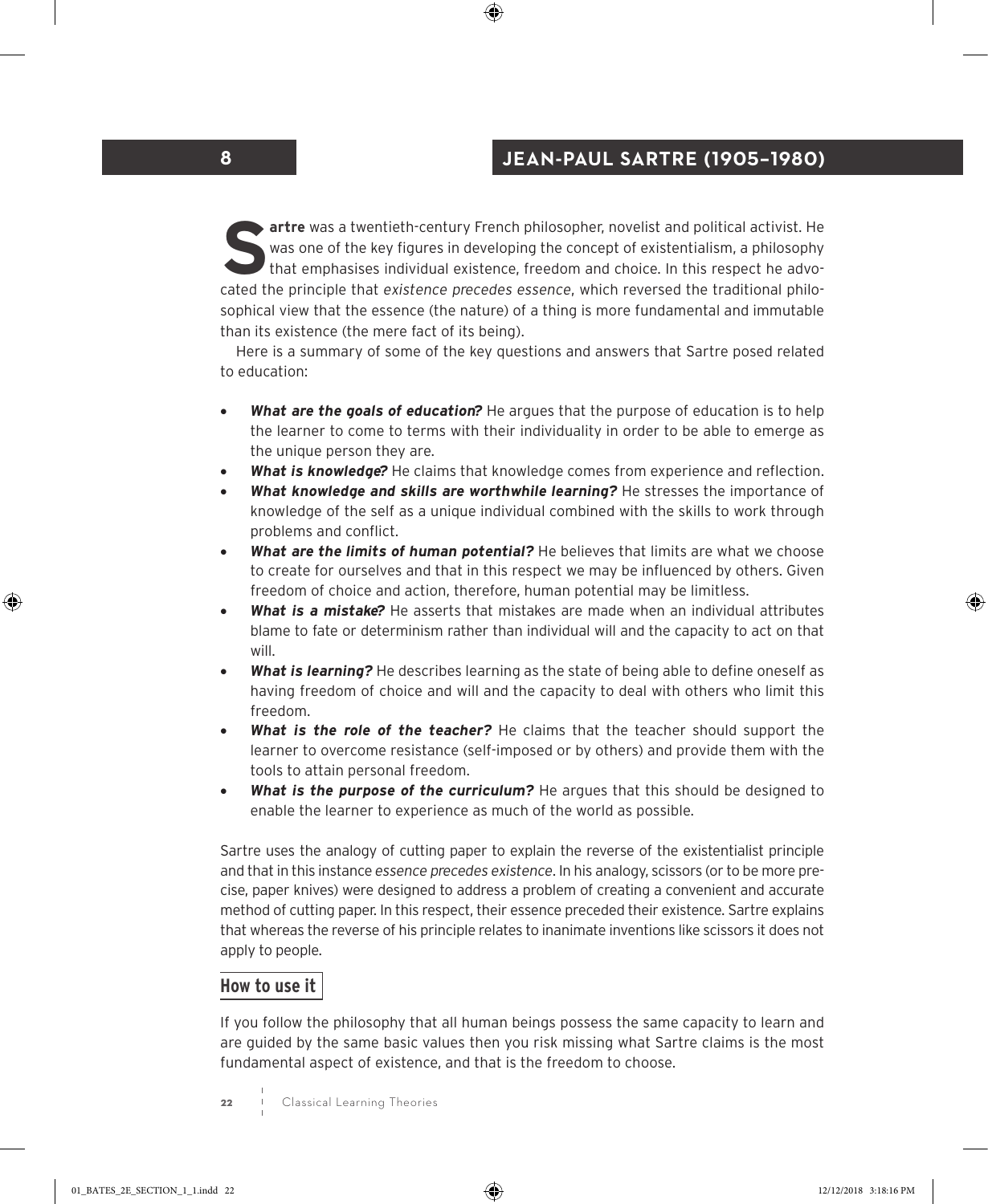# 8 JEAN-PAUL SARTRE (1905–1980)

**Sartre** was a twentieth-century French philosopher, novelist and political activist. He was one of the key figures in developing the concept of existentialism, a philosophy that emphasises individual existence, freedom and choice. In this respect he advocated the principle that *existence precedes essence*, which reversed the traditional philosophical view that the essence (the nature) of a thing is more fundamental and immutable than its existence (the mere fact of its being).

Here is a summary of some of the key questions and answers that Sartre posed related to education:

- ***What are the goals of education?*** He argues that the purpose of education is to help the learner to come to terms with their individuality in order to be able to emerge as the unique person they are.
- ***What is knowledge?*** He claims that knowledge comes from experience and reflection.
- ***What knowledge and skills are worthwhile learning?*** He stresses the importance of knowledge of the self as a unique individual combined with the skills to work through problems and conflict.
- ***What are the limits of human potential?*** He believes that limits are what we choose to create for ourselves and that in this respect we may be influenced by others. Given freedom of choice and action, therefore, human potential may be limitless.
- ***What is a mistake?*** He asserts that mistakes are made when an individual attributes blame to fate or determinism rather than individual will and the capacity to act on that will.
- ***What is learning?*** He describes learning as the state of being able to define oneself as having freedom of choice and will and the capacity to deal with others who limit this freedom.
- ***What is the role of the teacher?*** He claims that the teacher should support the learner to overcome resistance (self-imposed or by others) and provide them with the tools to attain personal freedom.
- ***What is the purpose of the curriculum?*** He argues that this should be designed to enable the learner to experience as much of the world as possible.

Sartre uses the analogy of cutting paper to explain the reverse of the existentialist principle and that in this instance *essence precedes existence*. In his analogy, scissors (or to be more precise, paper knives) were designed to address a problem of creating a convenient and accurate method of cutting paper. In this respect, their essence preceded their existence. Sartre explains that whereas the reverse of his principle relates to inanimate inventions like scissors it does not apply to people.

## How to use it

If you follow the philosophy that all human beings possess the same capacity to learn and are guided by the same basic values then you risk missing what Sartre claims is the most fundamental aspect of existence, and that is the freedom to choose.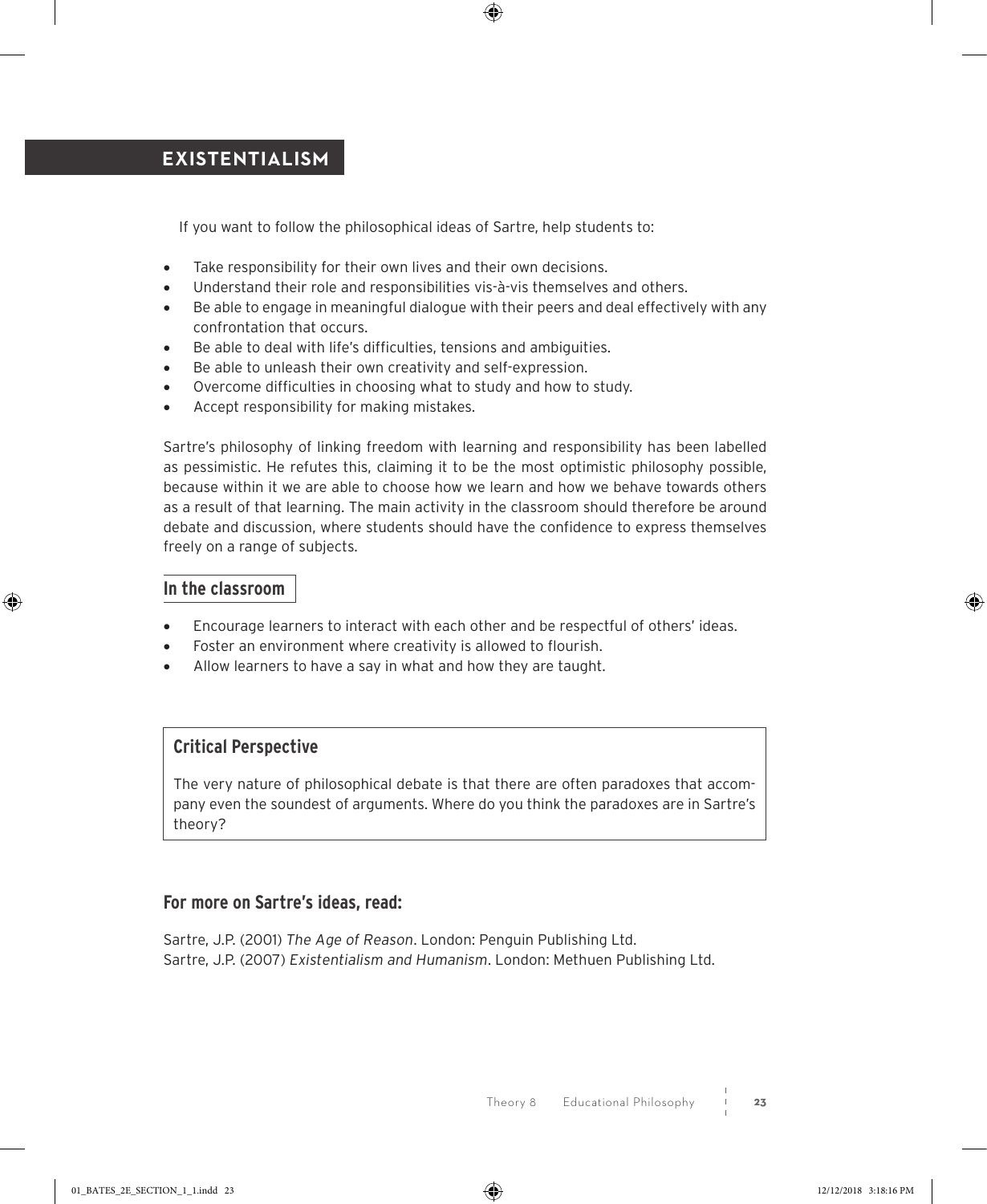# EXISTENTIALISM

If you want to follow the philosophical ideas of Sartre, help students to:

- Take responsibility for their own lives and their own decisions.
- Understand their role and responsibilities vis-à-vis themselves and others.
- Be able to engage in meaningful dialogue with their peers and deal effectively with any confrontation that occurs.
- Be able to deal with life's difficulties, tensions and ambiguities.
- Be able to unleash their own creativity and self-expression.
- Overcome difficulties in choosing what to study and how to study.
- Accept responsibility for making mistakes.

Sartre's philosophy of linking freedom with learning and responsibility has been labelled as pessimistic. He refutes this, claiming it to be the most optimistic philosophy possible, because within it we are able to choose how we learn and how we behave towards others as a result of that learning. The main activity in the classroom should therefore be around debate and discussion, where students should have the confidence to express themselves freely on a range of subjects.

## In the classroom

- Encourage learners to interact with each other and be respectful of others' ideas.
- Foster an environment where creativity is allowed to flourish.
- Allow learners to have a say in what and how they are taught.

### Critical Perspective

The very nature of philosophical debate is that there are often paradoxes that accompany even the soundest of arguments. Where do you think the paradoxes are in Sartre's theory?

## For more on Sartre's ideas, read:

Sartre, J.P. (2001) *The Age of Reason*. London: Penguin Publishing Ltd.
Sartre, J.P. (2007) *Existentialism and Humanism*. London: Methuen Publishing Ltd.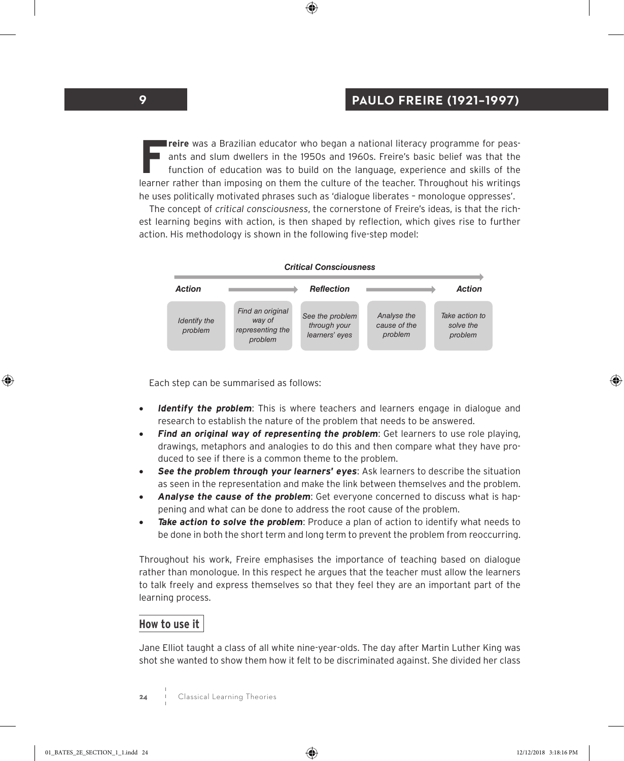# 9 PAULO FREIRE (1921–1997)

**Freire** was a Brazilian educator who began a national literacy programme for peasants and slum dwellers in the 1950s and 1960s. Freire's basic belief was that the function of education was to build on the language, experience and skills of the learner rather than imposing on them the culture of the teacher. Throughout his writings he uses politically motivated phrases such as 'dialogue liberates – monologue oppresses'.

The concept of *critical consciousness*, the cornerstone of Freire's ideas, is that the richest learning begins with action, is then shaped by reflection, which gives rise to further action. His methodology is shown in the following five-step model:

*Critical Consciousness*

*Action* → *Reflection* → *Action*

*Identify the problem*

*Find an original way of representing the problem*

*See the problem through your learners' eyes*

*Analyse the cause of the problem*

*Take action to solve the problem*

Each step can be summarised as follows:

- ***Identify the problem***: This is where teachers and learners engage in dialogue and research to establish the nature of the problem that needs to be answered.
- ***Find an original way of representing the problem***: Get learners to use role playing, drawings, metaphors and analogies to do this and then compare what they have produced to see if there is a common theme to the problem.
- ***See the problem through your learners' eyes***: Ask learners to describe the situation as seen in the representation and make the link between themselves and the problem.
- ***Analyse the cause of the problem***: Get everyone concerned to discuss what is happening and what can be done to address the root cause of the problem.
- ***Take action to solve the problem***: Produce a plan of action to identify what needs to be done in both the short term and long term to prevent the problem from reoccurring.

Throughout his work, Freire emphasises the importance of teaching based on dialogue rather than monologue. In this respect he argues that the teacher must allow the learners to talk freely and express themselves so that they feel they are an important part of the learning process.

## How to use it

Jane Elliot taught a class of all white nine-year-olds. The day after Martin Luther King was shot she wanted to show them how it felt to be discriminated against. She divided her class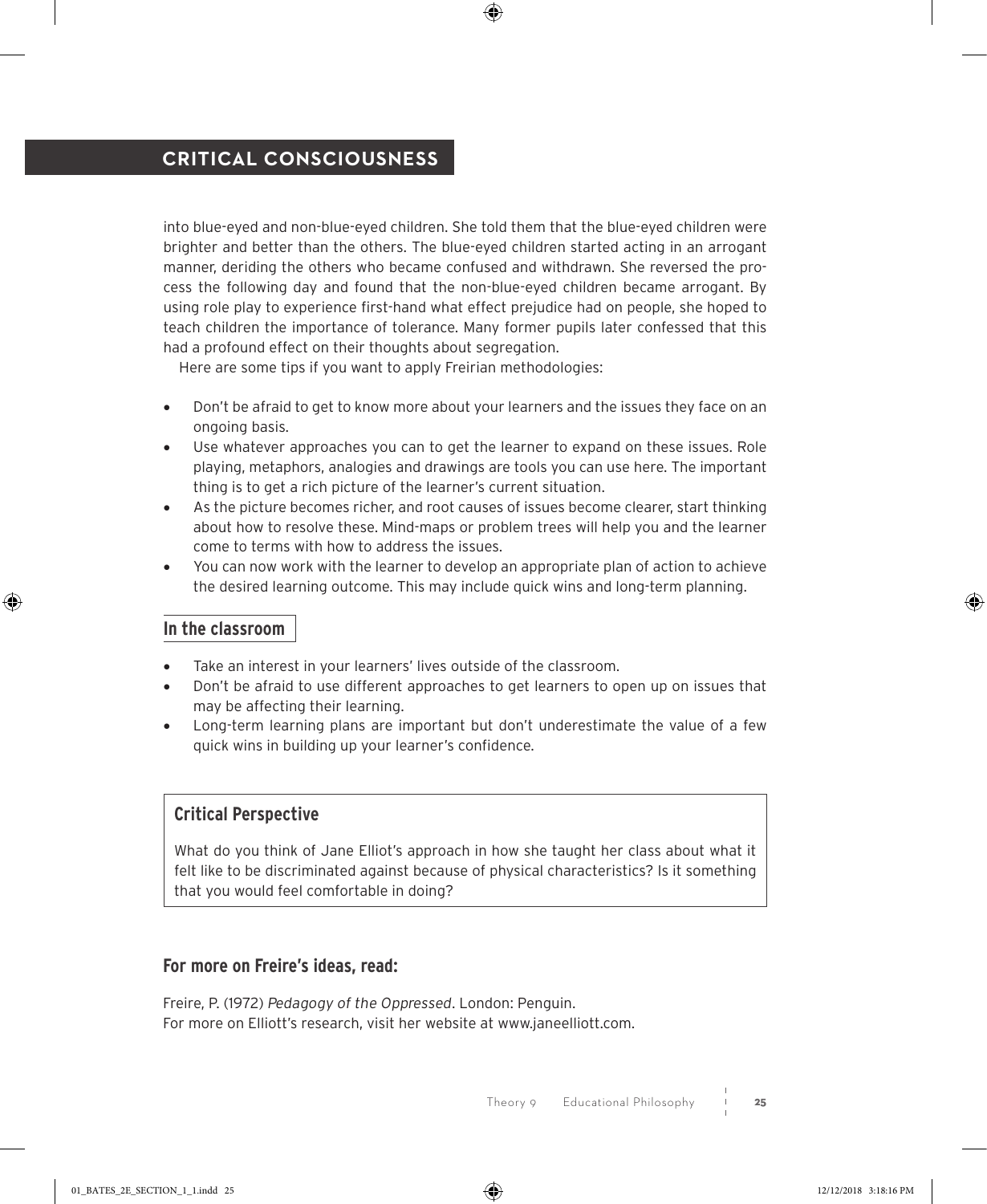into blue-eyed and non-blue-eyed children. She told them that the blue-eyed children were brighter and better than the others. The blue-eyed children started acting in an arrogant manner, deriding the others who became confused and withdrawn. She reversed the process the following day and found that the non-blue-eyed children became arrogant. By using role play to experience first-hand what effect prejudice had on people, she hoped to teach children the importance of tolerance. Many former pupils later confessed that this had a profound effect on their thoughts about segregation.

Here are some tips if you want to apply Freirian methodologies:

- Don't be afraid to get to know more about your learners and the issues they face on an ongoing basis.
- Use whatever approaches you can to get the learner to expand on these issues. Role playing, metaphors, analogies and drawings are tools you can use here. The important thing is to get a rich picture of the learner's current situation.
- As the picture becomes richer, and root causes of issues become clearer, start thinking about how to resolve these. Mind-maps or problem trees will help you and the learner come to terms with how to address the issues.
- You can now work with the learner to develop an appropriate plan of action to achieve the desired learning outcome. This may include quick wins and long-term planning.

### In the classroom

- Take an interest in your learners' lives outside of the classroom.
- Don't be afraid to use different approaches to get learners to open up on issues that may be affecting their learning.
- Long-term learning plans are important but don't underestimate the value of a few quick wins in building up your learner's confidence.

### Critical Perspective

What do you think of Jane Elliot's approach in how she taught her class about what it felt like to be discriminated against because of physical characteristics? Is it something that you would feel comfortable in doing?

### For more on Freire's ideas, read:

Freire, P. (1972) *Pedagogy of the Oppressed*. London: Penguin.
For more on Elliott's research, visit her website at www.janeelliott.com.